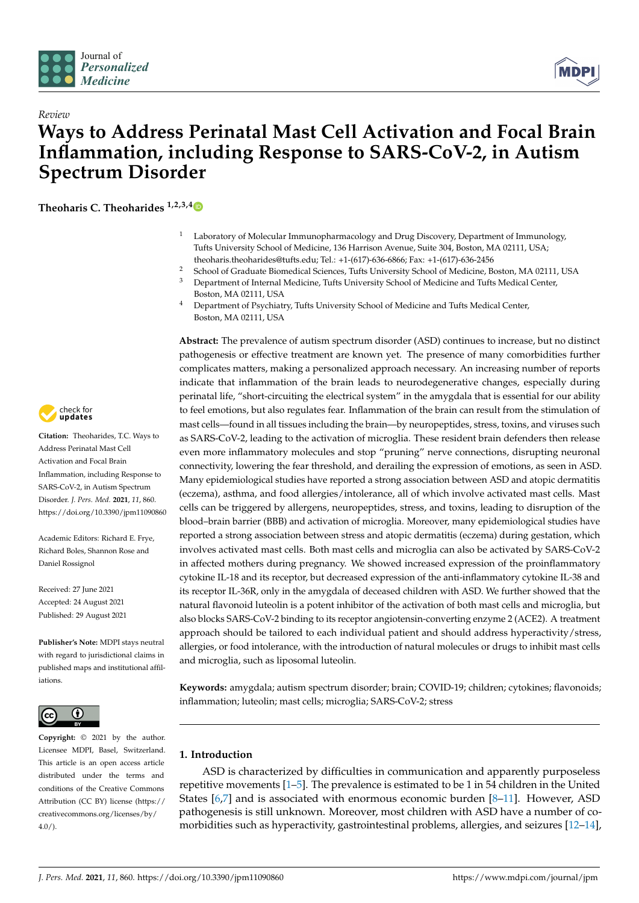Journal of *Personalized Medicine*

*Review*

# Ways to Address Perinatal Mast Cell Activation and Focal Brain Inflammation, including Response to SARS-CoV-2, in Autism Spectrum Disorder

**Theoharis C. Theoharides** [1,2,3,4]

[1] Laboratory of Molecular Immunopharmacology and Drug Discovery, Department of Immunology, Tufts University School of Medicine, 136 Harrison Avenue, Suite 304, Boston, MA 02111, USA; theoharis.theoharides@tufts.edu; Tel.: +1-(617)-636-6866; Fax: +1-(617)-636-2456

[2] School of Graduate Biomedical Sciences, Tufts University School of Medicine, Boston, MA 02111, USA

[3] Department of Internal Medicine, Tufts University School of Medicine and Tufts Medical Center, Boston, MA 02111, USA

[4] Department of Psychiatry, Tufts University School of Medicine and Tufts Medical Center, Boston, MA 02111, USA

**Abstract:** The prevalence of autism spectrum disorder (ASD) continues to increase, but no distinct pathogenesis or effective treatment are known yet. The presence of many comorbidities further complicates matters, making a personalized approach necessary. An increasing number of reports indicate that inflammation of the brain leads to neurodegenerative changes, especially during perinatal life, "short-circuiting the electrical system" in the amygdala that is essential for our ability to feel emotions, but also regulates fear. Inflammation of the brain can result from the stimulation of mast cells—found in all tissues including the brain—by neuropeptides, stress, toxins, and viruses such as SARS-CoV-2, leading to the activation of microglia. These resident brain defenders then release even more inflammatory molecules and stop "pruning" nerve connections, disrupting neuronal connectivity, lowering the fear threshold, and derailing the expression of emotions, as seen in ASD. Many epidemiological studies have reported a strong association between ASD and atopic dermatitis (eczema), asthma, and food allergies/intolerance, all of which involve activated mast cells. Mast cells can be triggered by allergens, neuropeptides, stress, and toxins, leading to disruption of the blood–brain barrier (BBB) and activation of microglia. Moreover, many epidemiological studies have reported a strong association between stress and atopic dermatitis (eczema) during gestation, which involves activated mast cells. Both mast cells and microglia can also be activated by SARS-CoV-2 in affected mothers during pregnancy. We showed increased expression of the proinflammatory cytokine IL-18 and its receptor, but decreased expression of the anti-inflammatory cytokine IL-38 and its receptor IL-36R, only in the amygdala of deceased children with ASD. We further showed that the natural flavonoid luteolin is a potent inhibitor of the activation of both mast cells and microglia, but also blocks SARS-CoV-2 binding to its receptor angiotensin-converting enzyme 2 (ACE2). A treatment approach should be tailored to each individual patient and should address hyperactivity/stress, allergies, or food intolerance, with the introduction of natural molecules or drugs to inhibit mast cells and microglia, such as liposomal luteolin.

**Keywords:** amygdala; autism spectrum disorder; brain; COVID-19; children; cytokines; flavonoids; inflammation; luteolin; mast cells; microglia; SARS-CoV-2; stress

**Citation:** Theoharides, T.C. Ways to Address Perinatal Mast Cell Activation and Focal Brain Inflammation, including Response to SARS-CoV-2, in Autism Spectrum Disorder. *J. Pers. Med.* **2021**, *11*, 860. https://doi.org/10.3390/jpm11090860

Academic Editors: Richard E. Frye, Richard Boles, Shannon Rose and Daniel Rossignol

Received: 27 June 2021
Accepted: 24 August 2021
Published: 29 August 2021

**Publisher's Note:** MDPI stays neutral with regard to jurisdictional claims in published maps and institutional affiliations.

**Copyright:** © 2021 by the author. Licensee MDPI, Basel, Switzerland. This article is an open access article distributed under the terms and conditions of the Creative Commons Attribution (CC BY) license (https://creativecommons.org/licenses/by/4.0/).

## 1. Introduction

ASD is characterized by difficulties in communication and apparently purposeless repetitive movements [1–5]. The prevalence is estimated to be 1 in 54 children in the United States [6,7] and is associated with enormous economic burden [8–11]. However, ASD pathogenesis is still unknown. Moreover, most children with ASD have a number of comorbidities such as hyperactivity, gastrointestinal problems, allergies, and seizures [12–14],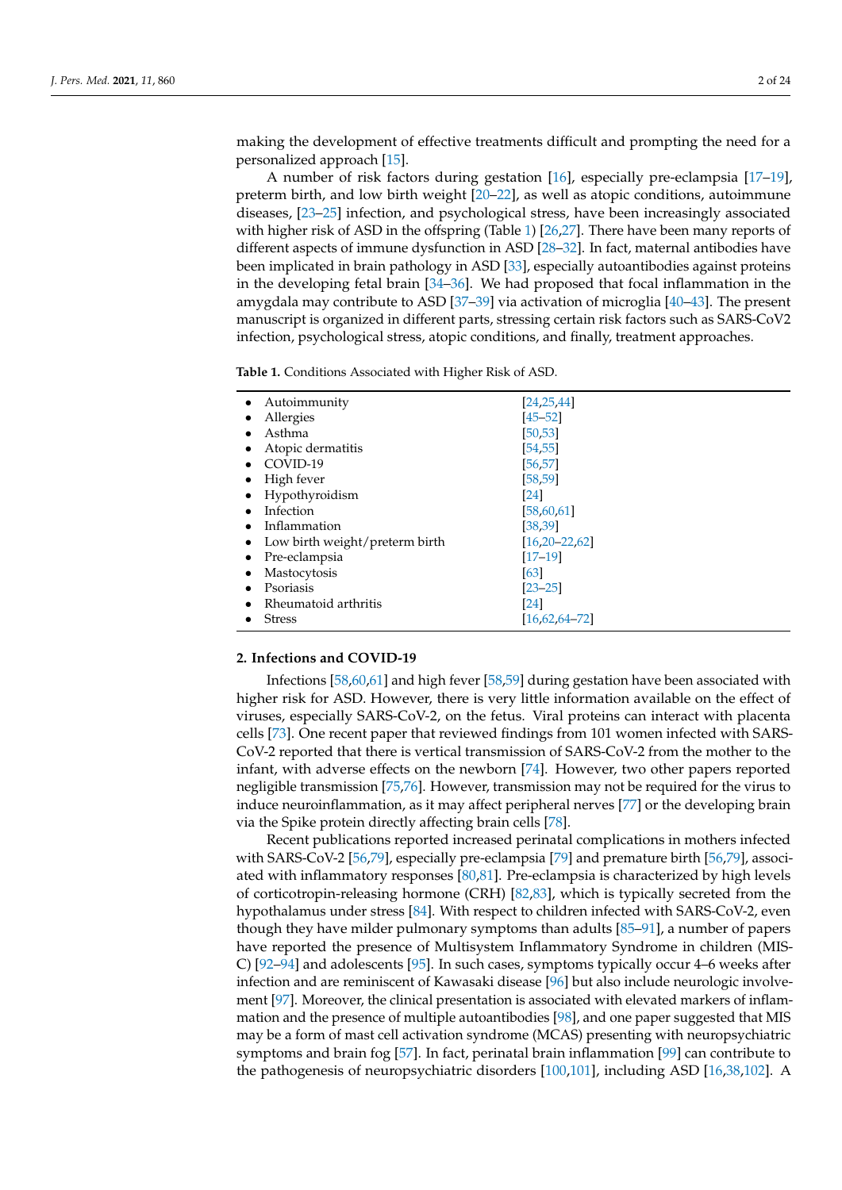making the development of effective treatments difficult and prompting the need for a personalized approach [15].

A number of risk factors during gestation [16], especially pre-eclampsia [17–19], preterm birth, and low birth weight [20–22], as well as atopic conditions, autoimmune diseases, [23–25] infection, and psychological stress, have been increasingly associated with higher risk of ASD in the offspring (Table 1) [26,27]. There have been many reports of different aspects of immune dysfunction in ASD [28–32]. In fact, maternal antibodies have been implicated in brain pathology in ASD [33], especially autoantibodies against proteins in the developing fetal brain [34–36]. We had proposed that focal inflammation in the amygdala may contribute to ASD [37–39] via activation of microglia [40–43]. The present manuscript is organized in different parts, stressing certain risk factors such as SARS-CoV2 infection, psychological stress, atopic conditions, and finally, treatment approaches.

**Table 1.** Conditions Associated with Higher Risk of ASD.

| | |
|---|---|
| • Autoimmunity | [24,25,44] |
| • Allergies | [45–52] |
| • Asthma | [50,53] |
| • Atopic dermatitis | [54,55] |
| • COVID-19 | [56,57] |
| • High fever | [58,59] |
| • Hypothyroidism | [24] |
| • Infection | [58,60,61] |
| • Inflammation | [38,39] |
| • Low birth weight/preterm birth | [16,20–22,62] |
| • Pre-eclampsia | [17–19] |
| • Mastocytosis | [63] |
| • Psoriasis | [23–25] |
| • Rheumatoid arthritis | [24] |
| • Stress | [16,62,64–72] |

## 2. Infections and COVID-19

Infections [58,60,61] and high fever [58,59] during gestation have been associated with higher risk for ASD. However, there is very little information available on the effect of viruses, especially SARS-CoV-2, on the fetus. Viral proteins can interact with placenta cells [73]. One recent paper that reviewed findings from 101 women infected with SARS-CoV-2 reported that there is vertical transmission of SARS-CoV-2 from the mother to the infant, with adverse effects on the newborn [74]. However, two other papers reported negligible transmission [75,76]. However, transmission may not be required for the virus to induce neuroinflammation, as it may affect peripheral nerves [77] or the developing brain via the Spike protein directly affecting brain cells [78].

Recent publications reported increased perinatal complications in mothers infected with SARS-CoV-2 [56,79], especially pre-eclampsia [79] and premature birth [56,79], associated with inflammatory responses [80,81]. Pre-eclampsia is characterized by high levels of corticotropin-releasing hormone (CRH) [82,83], which is typically secreted from the hypothalamus under stress [84]. With respect to children infected with SARS-CoV-2, even though they have milder pulmonary symptoms than adults [85–91], a number of papers have reported the presence of Multisystem Inflammatory Syndrome in children (MIS-C) [92–94] and adolescents [95]. In such cases, symptoms typically occur 4–6 weeks after infection and are reminiscent of Kawasaki disease [96] but also include neurologic involvement [97]. Moreover, the clinical presentation is associated with elevated markers of inflammation and the presence of multiple autoantibodies [98], and one paper suggested that MIS may be a form of mast cell activation syndrome (MCAS) presenting with neuropsychiatric symptoms and brain fog [57]. In fact, perinatal brain inflammation [99] can contribute to the pathogenesis of neuropsychiatric disorders [100,101], including ASD [16,38,102]. A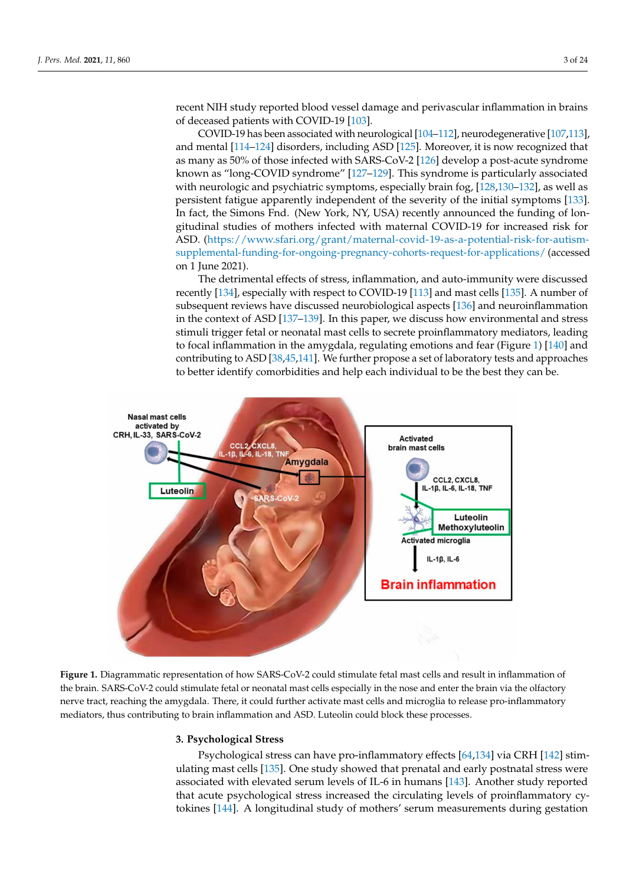recent NIH study reported blood vessel damage and perivascular inflammation in brains of deceased patients with COVID-19 [103].

COVID-19 has been associated with neurological [104–112], neurodegenerative [107,113], and mental [114–124] disorders, including ASD [125]. Moreover, it is now recognized that as many as 50% of those infected with SARS-CoV-2 [126] develop a post-acute syndrome known as "long-COVID syndrome" [127–129]. This syndrome is particularly associated with neurologic and psychiatric symptoms, especially brain fog, [128,130–132], as well as persistent fatigue apparently independent of the severity of the initial symptoms [133]. In fact, the Simons Fnd. (New York, NY, USA) recently announced the funding of longitudinal studies of mothers infected with maternal COVID-19 for increased risk for ASD. (https://www.sfari.org/grant/maternal-covid-19-as-a-potential-risk-for-autism-supplemental-funding-for-ongoing-pregnancy-cohorts-request-for-applications/ (accessed on 1 June 2021).

The detrimental effects of stress, inflammation, and auto-immunity were discussed recently [134], especially with respect to COVID-19 [113] and mast cells [135]. A number of subsequent reviews have discussed neurobiological aspects [136] and neuroinflammation in the context of ASD [137–139]. In this paper, we discuss how environmental and stress stimuli trigger fetal or neonatal mast cells to secrete proinflammatory mediators, leading to focal inflammation in the amygdala, regulating emotions and fear (Figure 1) [140] and contributing to ASD [38,45,141]. We further propose a set of laboratory tests and approaches to better identify comorbidities and help each individual to be the best they can be.

Nasal mast cells activated by CRH, IL-33, SARS-CoV-2

CCL2, CXCL8, IL-1β, IL-6, IL-18, TNF

Amygdala

Luteolin

SARS-CoV-2

Activated brain mast cells

CCL2, CXCL8, IL-1β, IL-6, IL-18, TNF

Luteolin Methoxyluteolin

Activated microglia

IL-1β, IL-6

Brain inflammation

**Figure 1.** Diagrammatic representation of how SARS-CoV-2 could stimulate fetal mast cells and result in inflammation of the brain. SARS-CoV-2 could stimulate fetal or neonatal mast cells especially in the nose and enter the brain via the olfactory nerve tract, reaching the amygdala. There, it could further activate mast cells and microglia to release pro-inflammatory mediators, thus contributing to brain inflammation and ASD. Luteolin could block these processes.

## 3. Psychological Stress

Psychological stress can have pro-inflammatory effects [64,134] via CRH [142] stimulating mast cells [135]. One study showed that prenatal and early postnatal stress were associated with elevated serum levels of IL-6 in humans [143]. Another study reported that acute psychological stress increased the circulating levels of proinflammatory cytokines [144]. A longitudinal study of mothers' serum measurements during gestation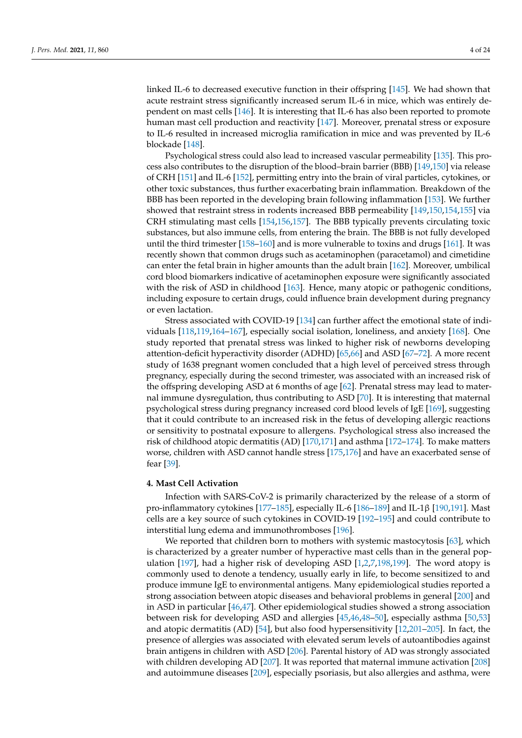linked IL-6 to decreased executive function in their offspring [145]. We had shown that acute restraint stress significantly increased serum IL-6 in mice, which was entirely dependent on mast cells [146]. It is interesting that IL-6 has also been reported to promote human mast cell production and reactivity [147]. Moreover, prenatal stress or exposure to IL-6 resulted in increased microglia ramification in mice and was prevented by IL-6 blockade [148].

Psychological stress could also lead to increased vascular permeability [135]. This process also contributes to the disruption of the blood–brain barrier (BBB) [149,150] via release of CRH [151] and IL-6 [152], permitting entry into the brain of viral particles, cytokines, or other toxic substances, thus further exacerbating brain inflammation. Breakdown of the BBB has been reported in the developing brain following inflammation [153]. We further showed that restraint stress in rodents increased BBB permeability [149,150,154,155] via CRH stimulating mast cells [154,156,157]. The BBB typically prevents circulating toxic substances, but also immune cells, from entering the brain. The BBB is not fully developed until the third trimester [158–160] and is more vulnerable to toxins and drugs [161]. It was recently shown that common drugs such as acetaminophen (paracetamol) and cimetidine can enter the fetal brain in higher amounts than the adult brain [162]. Moreover, umbilical cord blood biomarkers indicative of acetaminophen exposure were significantly associated with the risk of ASD in childhood [163]. Hence, many atopic or pathogenic conditions, including exposure to certain drugs, could influence brain development during pregnancy or even lactation.

Stress associated with COVID-19 [134] can further affect the emotional state of individuals [118,119,164–167], especially social isolation, loneliness, and anxiety [168]. One study reported that prenatal stress was linked to higher risk of newborns developing attention-deficit hyperactivity disorder (ADHD) [65,66] and ASD [67–72]. A more recent study of 1638 pregnant women concluded that a high level of perceived stress through pregnancy, especially during the second trimester, was associated with an increased risk of the offspring developing ASD at 6 months of age [62]. Prenatal stress may lead to maternal immune dysregulation, thus contributing to ASD [70]. It is interesting that maternal psychological stress during pregnancy increased cord blood levels of IgE [169], suggesting that it could contribute to an increased risk in the fetus of developing allergic reactions or sensitivity to postnatal exposure to allergens. Psychological stress also increased the risk of childhood atopic dermatitis (AD) [170,171] and asthma [172–174]. To make matters worse, children with ASD cannot handle stress [175,176] and have an exacerbated sense of fear [39].

## 4. Mast Cell Activation

Infection with SARS-CoV-2 is primarily characterized by the release of a storm of pro-inflammatory cytokines [177–185], especially IL-6 [186–189] and IL-1β [190,191]. Mast cells are a key source of such cytokines in COVID-19 [192–195] and could contribute to interstitial lung edema and immunothromboses [196].

We reported that children born to mothers with systemic mastocytosis [63], which is characterized by a greater number of hyperactive mast cells than in the general population [197], had a higher risk of developing ASD [1,2,7,198,199]. The word atopy is commonly used to denote a tendency, usually early in life, to become sensitized to and produce immune IgE to environmental antigens. Many epidemiological studies reported a strong association between atopic diseases and behavioral problems in general [200] and in ASD in particular [46,47]. Other epidemiological studies showed a strong association between risk for developing ASD and allergies [45,46,48–50], especially asthma [50,53] and atopic dermatitis (AD) [54], but also food hypersensitivity [12,201–205]. In fact, the presence of allergies was associated with elevated serum levels of autoantibodies against brain antigens in children with ASD [206]. Parental history of AD was strongly associated with children developing AD [207]. It was reported that maternal immune activation [208] and autoimmune diseases [209], especially psoriasis, but also allergies and asthma, were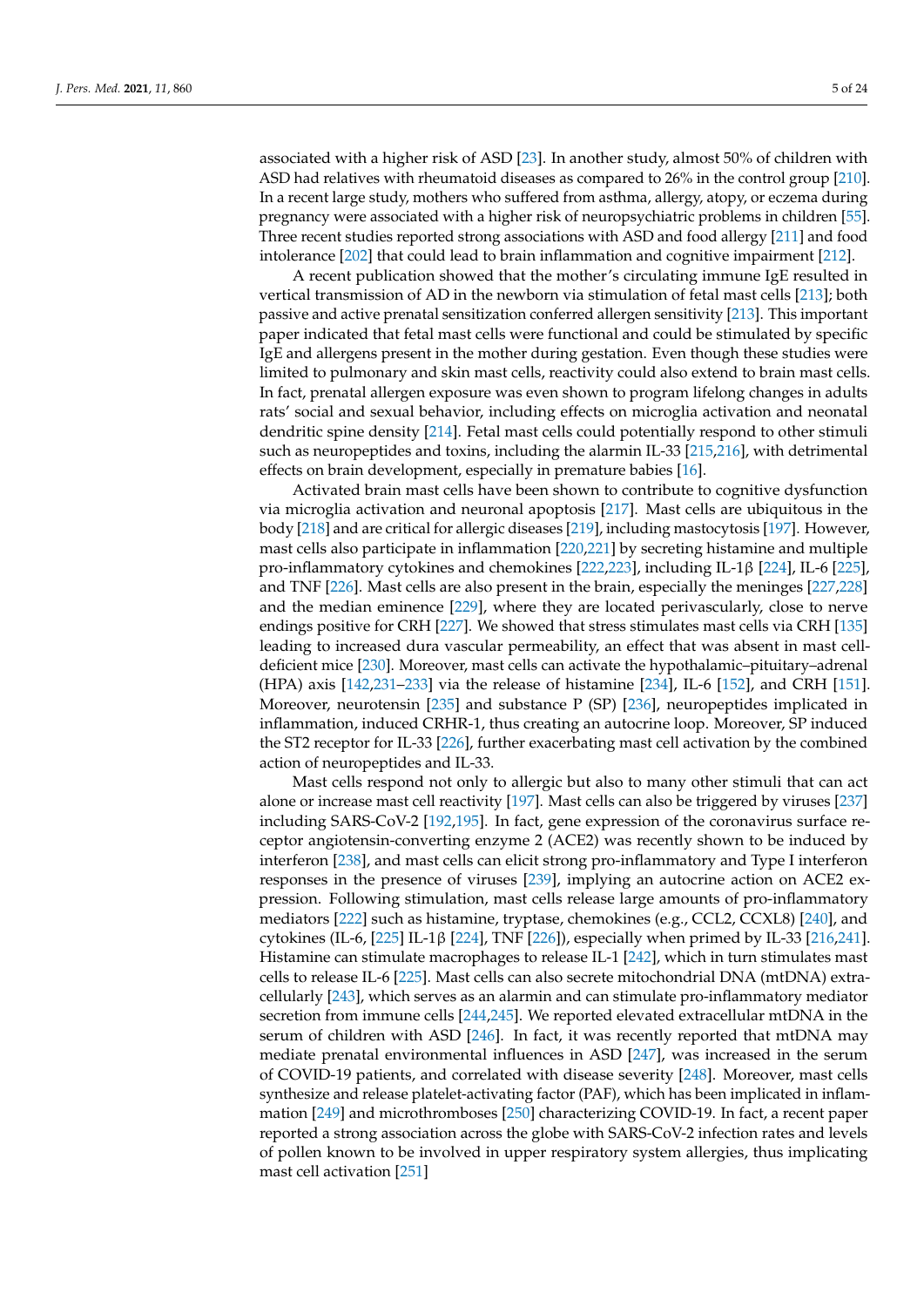associated with a higher risk of ASD [23]. In another study, almost 50% of children with ASD had relatives with rheumatoid diseases as compared to 26% in the control group [210]. In a recent large study, mothers who suffered from asthma, allergy, atopy, or eczema during pregnancy were associated with a higher risk of neuropsychiatric problems in children [55]. Three recent studies reported strong associations with ASD and food allergy [211] and food intolerance [202] that could lead to brain inflammation and cognitive impairment [212].

A recent publication showed that the mother's circulating immune IgE resulted in vertical transmission of AD in the newborn via stimulation of fetal mast cells [213]; both passive and active prenatal sensitization conferred allergen sensitivity [213]. This important paper indicated that fetal mast cells were functional and could be stimulated by specific IgE and allergens present in the mother during gestation. Even though these studies were limited to pulmonary and skin mast cells, reactivity could also extend to brain mast cells. In fact, prenatal allergen exposure was even shown to program lifelong changes in adults rats' social and sexual behavior, including effects on microglia activation and neonatal dendritic spine density [214]. Fetal mast cells could potentially respond to other stimuli such as neuropeptides and toxins, including the alarmin IL-33 [215,216], with detrimental effects on brain development, especially in premature babies [16].

Activated brain mast cells have been shown to contribute to cognitive dysfunction via microglia activation and neuronal apoptosis [217]. Mast cells are ubiquitous in the body [218] and are critical for allergic diseases [219], including mastocytosis [197]. However, mast cells also participate in inflammation [220,221] by secreting histamine and multiple pro-inflammatory cytokines and chemokines [222,223], including IL-1β [224], IL-6 [225], and TNF [226]. Mast cells are also present in the brain, especially the meninges [227,228] and the median eminence [229], where they are located perivascularly, close to nerve endings positive for CRH [227]. We showed that stress stimulates mast cells via CRH [135] leading to increased dura vascular permeability, an effect that was absent in mast cell-deficient mice [230]. Moreover, mast cells can activate the hypothalamic–pituitary–adrenal (HPA) axis [142,231–233] via the release of histamine [234], IL-6 [152], and CRH [151]. Moreover, neurotensin [235] and substance P (SP) [236], neuropeptides implicated in inflammation, induced CRHR-1, thus creating an autocrine loop. Moreover, SP induced the ST2 receptor for IL-33 [226], further exacerbating mast cell activation by the combined action of neuropeptides and IL-33.

Mast cells respond not only to allergic but also to many other stimuli that can act alone or increase mast cell reactivity [197]. Mast cells can also be triggered by viruses [237] including SARS-CoV-2 [192,195]. In fact, gene expression of the coronavirus surface receptor angiotensin-converting enzyme 2 (ACE2) was recently shown to be induced by interferon [238], and mast cells can elicit strong pro-inflammatory and Type I interferon responses in the presence of viruses [239], implying an autocrine action on ACE2 expression. Following stimulation, mast cells release large amounts of pro-inflammatory mediators [222] such as histamine, tryptase, chemokines (e.g., CCL2, CCXL8) [240], and cytokines (IL-6, [225] IL-1β [224], TNF [226]), especially when primed by IL-33 [216,241]. Histamine can stimulate macrophages to release IL-1 [242], which in turn stimulates mast cells to release IL-6 [225]. Mast cells can also secrete mitochondrial DNA (mtDNA) extracellularly [243], which serves as an alarmin and can stimulate pro-inflammatory mediator secretion from immune cells [244,245]. We reported elevated extracellular mtDNA in the serum of children with ASD [246]. In fact, it was recently reported that mtDNA may mediate prenatal environmental influences in ASD [247], was increased in the serum of COVID-19 patients, and correlated with disease severity [248]. Moreover, mast cells synthesize and release platelet-activating factor (PAF), which has been implicated in inflammation [249] and microthromboses [250] characterizing COVID-19. In fact, a recent paper reported a strong association across the globe with SARS-CoV-2 infection rates and levels of pollen known to be involved in upper respiratory system allergies, thus implicating mast cell activation [251]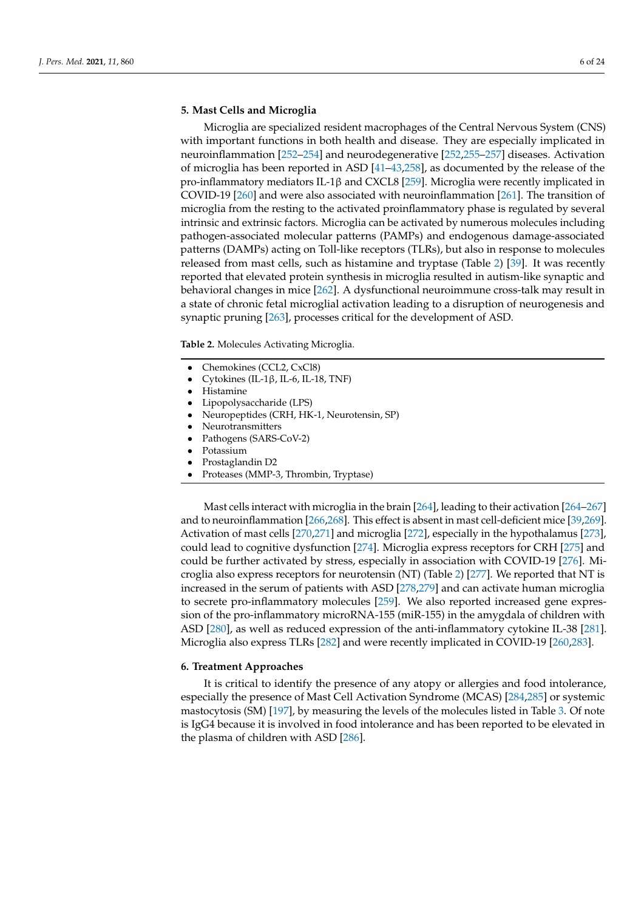## 5. Mast Cells and Microglia

Microglia are specialized resident macrophages of the Central Nervous System (CNS) with important functions in both health and disease. They are especially implicated in neuroinflammation [252–254] and neurodegenerative [252,255–257] diseases. Activation of microglia has been reported in ASD [41–43,258], as documented by the release of the pro-inflammatory mediators IL-1β and CXCL8 [259]. Microglia were recently implicated in COVID-19 [260] and were also associated with neuroinflammation [261]. The transition of microglia from the resting to the activated proinflammatory phase is regulated by several intrinsic and extrinsic factors. Microglia can be activated by numerous molecules including pathogen-associated molecular patterns (PAMPs) and endogenous damage-associated patterns (DAMPs) acting on Toll-like receptors (TLRs), but also in response to molecules released from mast cells, such as histamine and tryptase (Table 2) [39]. It was recently reported that elevated protein synthesis in microglia resulted in autism-like synaptic and behavioral changes in mice [262]. A dysfunctional neuroimmune cross-talk may result in a state of chronic fetal microglial activation leading to a disruption of neurogenesis and synaptic pruning [263], processes critical for the development of ASD.

**Table 2.** Molecules Activating Microglia.

- Chemokines (CCL2, CxCl8)
- Cytokines (IL-1β, IL-6, IL-18, TNF)
- Histamine
- Lipopolysaccharide (LPS)
- Neuropeptides (CRH, HK-1, Neurotensin, SP)
- Neurotransmitters
- Pathogens (SARS-CoV-2)
- Potassium
- Prostaglandin D2
- Proteases (MMP-3, Thrombin, Tryptase)

Mast cells interact with microglia in the brain [264], leading to their activation [264–267] and to neuroinflammation [266,268]. This effect is absent in mast cell-deficient mice [39,269]. Activation of mast cells [270,271] and microglia [272], especially in the hypothalamus [273], could lead to cognitive dysfunction [274]. Microglia express receptors for CRH [275] and could be further activated by stress, especially in association with COVID-19 [276]. Microglia also express receptors for neurotensin (NT) (Table 2) [277]. We reported that NT is increased in the serum of patients with ASD [278,279] and can activate human microglia to secrete pro-inflammatory molecules [259]. We also reported increased gene expression of the pro-inflammatory microRNA-155 (miR-155) in the amygdala of children with ASD [280], as well as reduced expression of the anti-inflammatory cytokine IL-38 [281]. Microglia also express TLRs [282] and were recently implicated in COVID-19 [260,283].

## 6. Treatment Approaches

It is critical to identify the presence of any atopy or allergies and food intolerance, especially the presence of Mast Cell Activation Syndrome (MCAS) [284,285] or systemic mastocytosis (SM) [197], by measuring the levels of the molecules listed in Table 3. Of note is IgG4 because it is involved in food intolerance and has been reported to be elevated in the plasma of children with ASD [286].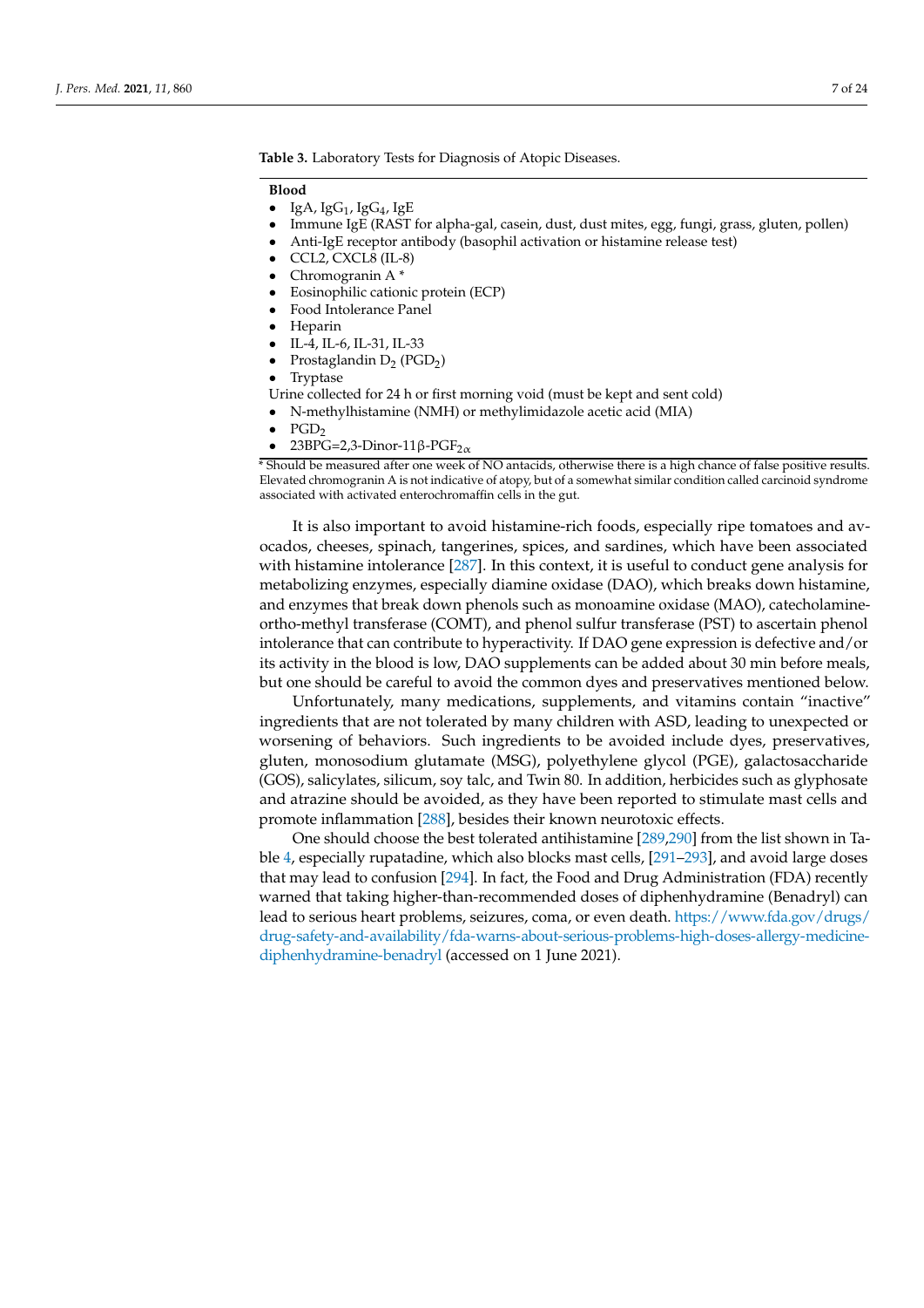Table 3. Laboratory Tests for Diagnosis of Atopic Diseases.

**Blood**

- IgA, $IgG_1$, $IgG_4$, IgE
- Immune IgE (RAST for alpha-gal, casein, dust, dust mites, egg, fungi, grass, gluten, pollen)
- Anti-IgE receptor antibody (basophil activation or histamine release test)
- CCL2, CXCL8 (IL-8)
- Chromogranin A *
- Eosinophilic cationic protein (ECP)
- Food Intolerance Panel
- Heparin
- IL-4, IL-6, IL-31, IL-33
- Prostaglandin $D_2$ ($PGD_2$)
- Tryptase

Urine collected for 24 h or first morning void (must be kept and sent cold)

- N-methylhistamine (NMH) or methylimidazole acetic acid (MIA)
- $PGD_2$
- 23BPG=2,3-Dinor-11β-$PGF_{2\alpha}$

* Should be measured after one week of NO antacids, otherwise there is a high chance of false positive results. Elevated chromogranin A is not indicative of atopy, but of a somewhat similar condition called carcinoid syndrome associated with activated enterochromaffin cells in the gut.

It is also important to avoid histamine-rich foods, especially ripe tomatoes and avocados, cheeses, spinach, tangerines, spices, and sardines, which have been associated with histamine intolerance [287]. In this context, it is useful to conduct gene analysis for metabolizing enzymes, especially diamine oxidase (DAO), which breaks down histamine, and enzymes that break down phenols such as monoamine oxidase (MAO), catecholamine-ortho-methyl transferase (COMT), and phenol sulfur transferase (PST) to ascertain phenol intolerance that can contribute to hyperactivity. If DAO gene expression is defective and/or its activity in the blood is low, DAO supplements can be added about 30 min before meals, but one should be careful to avoid the common dyes and preservatives mentioned below.

Unfortunately, many medications, supplements, and vitamins contain "inactive" ingredients that are not tolerated by many children with ASD, leading to unexpected or worsening of behaviors. Such ingredients to be avoided include dyes, preservatives, gluten, monosodium glutamate (MSG), polyethylene glycol (PGE), galactosaccharide (GOS), salicylates, silicum, soy talc, and Twin 80. In addition, herbicides such as glyphosate and atrazine should be avoided, as they have been reported to stimulate mast cells and promote inflammation [288], besides their known neurotoxic effects.

One should choose the best tolerated antihistamine [289,290] from the list shown in Table 4, especially rupatadine, which also blocks mast cells, [291–293], and avoid large doses that may lead to confusion [294]. In fact, the Food and Drug Administration (FDA) recently warned that taking higher-than-recommended doses of diphenhydramine (Benadryl) can lead to serious heart problems, seizures, coma, or even death. https://www.fda.gov/drugs/drug-safety-and-availability/fda-warns-about-serious-problems-high-doses-allergy-medicine-diphenhydramine-benadryl (accessed on 1 June 2021).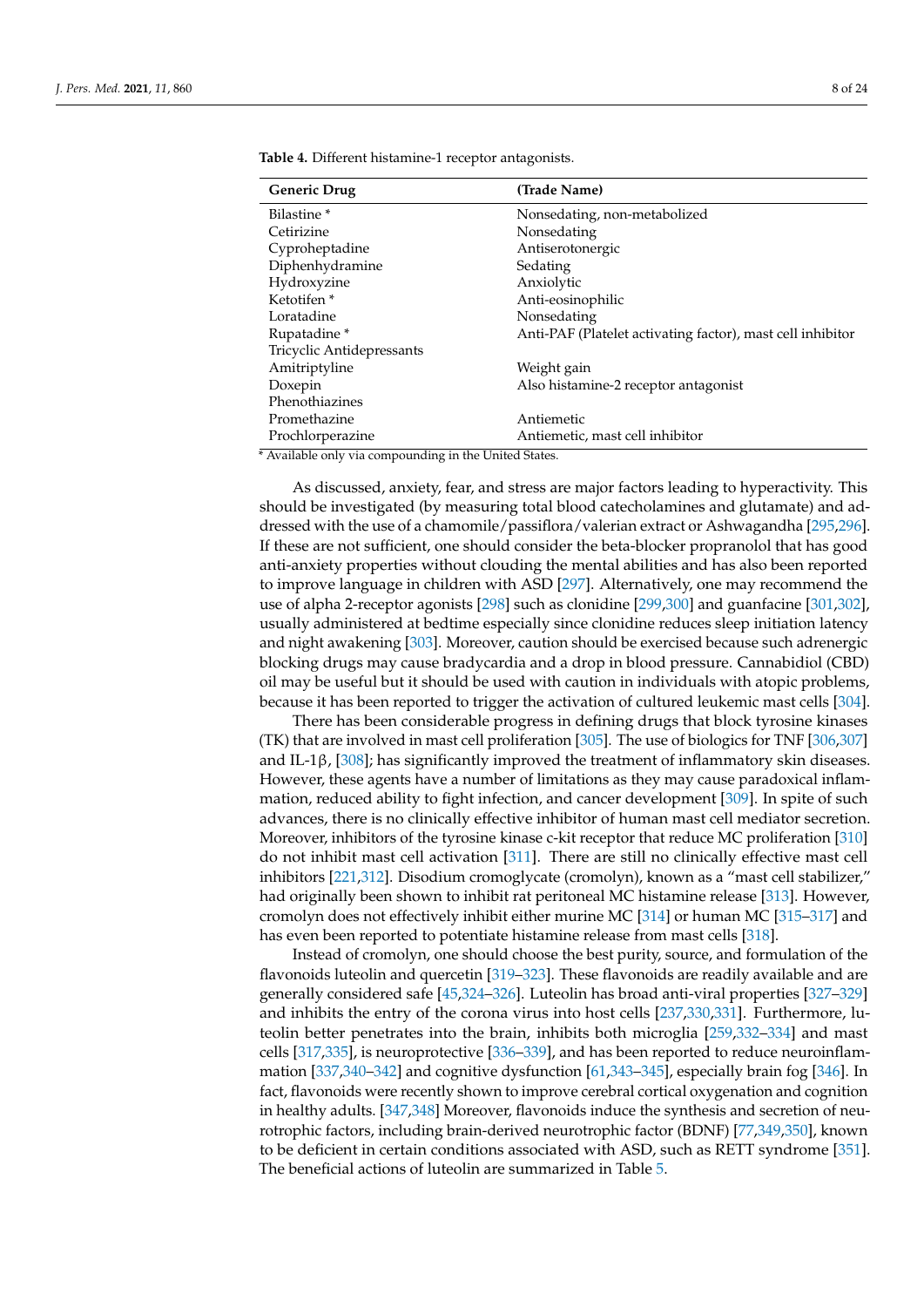**Table 4.** Different histamine-1 receptor antagonists.

| Generic Drug | (Trade Name) |
|---|---|
| Bilastine * | Nonsedating, non-metabolized |
| Cetirizine | Nonsedating |
| Cyproheptadine | Antiserotonergic |
| Diphenhydramine | Sedating |
| Hydroxyzine | Anxiolytic |
| Ketotifen * | Anti-eosinophilic |
| Loratadine | Nonsedating |
| Rupatadine * | Anti-PAF (Platelet activating factor), mast cell inhibitor |
| Tricyclic Antidepressants | |
| Amitriptyline | Weight gain |
| Doxepin | Also histamine-2 receptor antagonist |
| Phenothiazines | |
| Promethazine | Antiemetic |
| Prochlorperazine | Antiemetic, mast cell inhibitor |

* Available only via compounding in the United States.

As discussed, anxiety, fear, and stress are major factors leading to hyperactivity. This should be investigated (by measuring total blood catecholamines and glutamate) and addressed with the use of a chamomile/passiflora/valerian extract or Ashwagandha [295,296]. If these are not sufficient, one should consider the beta-blocker propranolol that has good anti-anxiety properties without clouding the mental abilities and has also been reported to improve language in children with ASD [297]. Alternatively, one may recommend the use of alpha 2-receptor agonists [298] such as clonidine [299,300] and guanfacine [301,302], usually administered at bedtime especially since clonidine reduces sleep initiation latency and night awakening [303]. Moreover, caution should be exercised because such adrenergic blocking drugs may cause bradycardia and a drop in blood pressure. Cannabidiol (CBD) oil may be useful but it should be used with caution in individuals with atopic problems, because it has been reported to trigger the activation of cultured leukemic mast cells [304].

There has been considerable progress in defining drugs that block tyrosine kinases (TK) that are involved in mast cell proliferation [305]. The use of biologics for TNF [306,307] and IL-1β, [308]; has significantly improved the treatment of inflammatory skin diseases. However, these agents have a number of limitations as they may cause paradoxical inflammation, reduced ability to fight infection, and cancer development [309]. In spite of such advances, there is no clinically effective inhibitor of human mast cell mediator secretion. Moreover, inhibitors of the tyrosine kinase c-kit receptor that reduce MC proliferation [310] do not inhibit mast cell activation [311]. There are still no clinically effective mast cell inhibitors [221,312]. Disodium cromoglycate (cromolyn), known as a "mast cell stabilizer," had originally been shown to inhibit rat peritoneal MC histamine release [313]. However, cromolyn does not effectively inhibit either murine MC [314] or human MC [315–317] and has even been reported to potentiate histamine release from mast cells [318].

Instead of cromolyn, one should choose the best purity, source, and formulation of the flavonoids luteolin and quercetin [319–323]. These flavonoids are readily available and are generally considered safe [45,324–326]. Luteolin has broad anti-viral properties [327–329] and inhibits the entry of the corona virus into host cells [237,330,331]. Furthermore, luteolin better penetrates into the brain, inhibits both microglia [259,332–334] and mast cells [317,335], is neuroprotective [336–339], and has been reported to reduce neuroinflammation [337,340–342] and cognitive dysfunction [61,343–345], especially brain fog [346]. In fact, flavonoids were recently shown to improve cerebral cortical oxygenation and cognition in healthy adults. [347,348] Moreover, flavonoids induce the synthesis and secretion of neurotrophic factors, including brain-derived neurotrophic factor (BDNF) [77,349,350], known to be deficient in certain conditions associated with ASD, such as RETT syndrome [351]. The beneficial actions of luteolin are summarized in Table 5.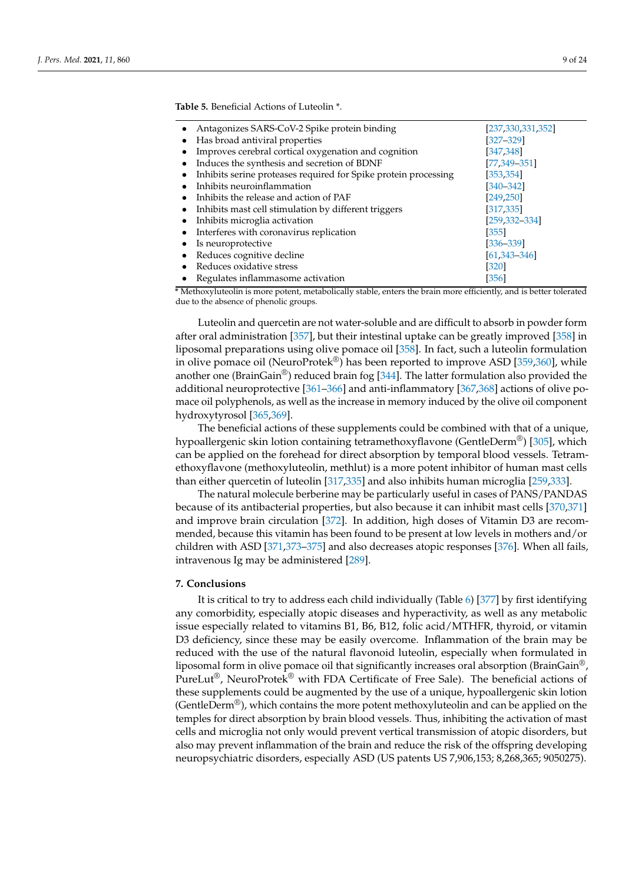**Table 5.** Beneficial Actions of Luteolin *.

| | |
|---|---|
| • Antagonizes SARS-CoV-2 Spike protein binding | [237,330,331,352] |
| • Has broad antiviral properties | [327–329] |
| • Improves cerebral cortical oxygenation and cognition | [347,348] |
| • Induces the synthesis and secretion of BDNF | [77,349–351] |
| • Inhibits serine proteases required for Spike protein processing | [353,354] |
| • Inhibits neuroinflammation | [340–342] |
| • Inhibits the release and action of PAF | [249,250] |
| • Inhibits mast cell stimulation by different triggers | [317,335] |
| • Inhibits microglia activation | [259,332–334] |
| • Interferes with coronavirus replication | [355] |
| • Is neuroprotective | [336–339] |
| • Reduces cognitive decline | [61,343–346] |
| • Reduces oxidative stress | [320] |
| • Regulates inflammasome activation | [356] |

* Methoxyluteolin is more potent, metabolically stable, enters the brain more efficiently, and is better tolerated due to the absence of phenolic groups.

Luteolin and quercetin are not water-soluble and are difficult to absorb in powder form after oral administration [357], but their intestinal uptake can be greatly improved [358] in liposomal preparations using olive pomace oil [358]. In fact, such a luteolin formulation in olive pomace oil (NeuroProtek®) has been reported to improve ASD [359,360], while another one (BrainGain®) reduced brain fog [344]. The latter formulation also provided the additional neuroprotective [361–366] and anti-inflammatory [367,368] actions of olive pomace oil polyphenols, as well as the increase in memory induced by the olive oil component hydroxytyrosol [365,369].

The beneficial actions of these supplements could be combined with that of a unique, hypoallergenic skin lotion containing tetramethoxyflavone (GentleDerm®) [305], which can be applied on the forehead for direct absorption by temporal blood vessels. Tetramethoxyflavone (methoxyluteolin, methlut) is a more potent inhibitor of human mast cells than either quercetin of luteolin [317,335] and also inhibits human microglia [259,333].

The natural molecule berberine may be particularly useful in cases of PANS/PANDAS because of its antibacterial properties, but also because it can inhibit mast cells [370,371] and improve brain circulation [372]. In addition, high doses of Vitamin D3 are recommended, because this vitamin has been found to be present at low levels in mothers and/or children with ASD [371,373–375] and also decreases atopic responses [376]. When all fails, intravenous Ig may be administered [289].

## 7. Conclusions

It is critical to try to address each child individually (Table 6) [377] by first identifying any comorbidity, especially atopic diseases and hyperactivity, as well as any metabolic issue especially related to vitamins B1, B6, B12, folic acid/MTHFR, thyroid, or vitamin D3 deficiency, since these may be easily overcome. Inflammation of the brain may be reduced with the use of the natural flavonoid luteolin, especially when formulated in liposomal form in olive pomace oil that significantly increases oral absorption (BrainGain®, PureLut®, NeuroProtek® with FDA Certificate of Free Sale). The beneficial actions of these supplements could be augmented by the use of a unique, hypoallergenic skin lotion (GentleDerm®), which contains the more potent methoxyluteolin and can be applied on the temples for direct absorption by brain blood vessels. Thus, inhibiting the activation of mast cells and microglia not only would prevent vertical transmission of atopic disorders, but also may prevent inflammation of the brain and reduce the risk of the offspring developing neuropsychiatric disorders, especially ASD (US patents US 7,906,153; 8,268,365; 9050275).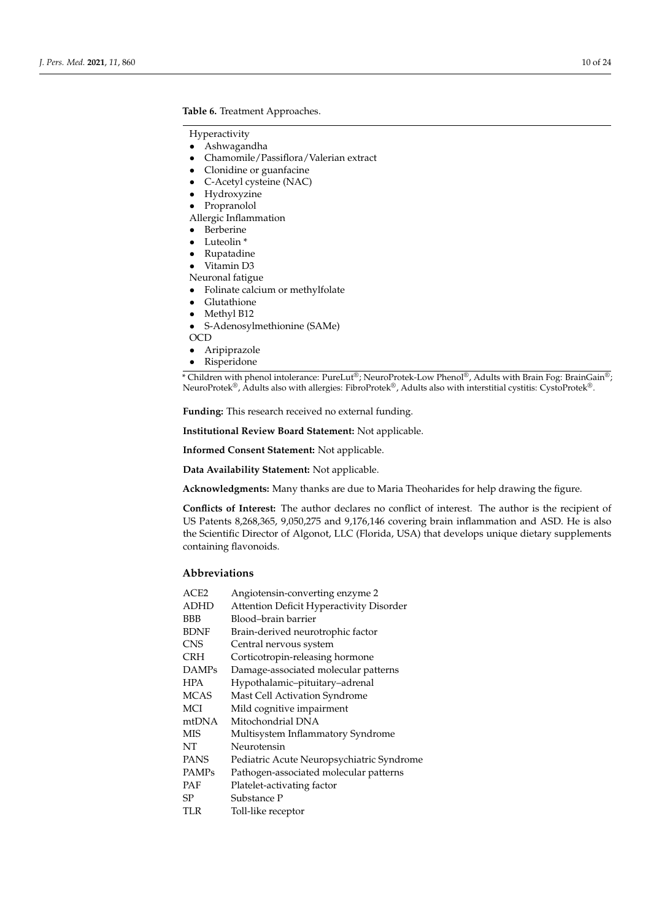**Table 6.** Treatment Approaches.

| |
|---|
| Hyperactivity |
| • Ashwagandha |
| • Chamomile/Passiflora/Valerian extract |
| • Clonidine or guanfacine |
| • C-Acetyl cysteine (NAC) |
| • Hydroxyzine |
| • Propranolol |
| Allergic Inflammation |
| • Berberine |
| • Luteolin * |
| • Rupatadine |
| • Vitamin D3 |
| Neuronal fatigue |
| • Folinate calcium or methylfolate |
| • Glutathione |
| • Methyl B12 |
| • S-Adenosylmethionine (SAMe) |
| OCD |
| • Aripiprazole |
| • Risperidone |

* Children with phenol intolerance: PureLut®; NeuroProtek-Low Phenol®, Adults with Brain Fog: BrainGain®; NeuroProtek®, Adults also with allergies: FibroProtek®, Adults also with interstitial cystitis: CystoProtek®.

**Funding:** This research received no external funding.

**Institutional Review Board Statement:** Not applicable.

**Informed Consent Statement:** Not applicable.

**Data Availability Statement:** Not applicable.

**Acknowledgments:** Many thanks are due to Maria Theoharides for help drawing the figure.

**Conflicts of Interest:** The author declares no conflict of interest. The author is the recipient of US Patents 8,268,365, 9,050,275 and 9,176,146 covering brain inflammation and ASD. He is also the Scientific Director of Algonot, LLC (Florida, USA) that develops unique dietary supplements containing flavonoids.

## Abbreviations

| | |
|---|---|
| ACE2 | Angiotensin-converting enzyme 2 |
| ADHD | Attention Deficit Hyperactivity Disorder |
| BBB | Blood–brain barrier |
| BDNF | Brain-derived neurotrophic factor |
| CNS | Central nervous system |
| CRH | Corticotropin-releasing hormone |
| DAMPs | Damage-associated molecular patterns |
| HPA | Hypothalamic–pituitary–adrenal |
| MCAS | Mast Cell Activation Syndrome |
| MCI | Mild cognitive impairment |
| mtDNA | Mitochondrial DNA |
| MIS | Multisystem Inflammatory Syndrome |
| NT | Neurotensin |
| PANS | Pediatric Acute Neuropsychiatric Syndrome |
| PAMPs | Pathogen-associated molecular patterns |
| PAF | Platelet-activating factor |
| SP | Substance P |
| TLR | Toll-like receptor |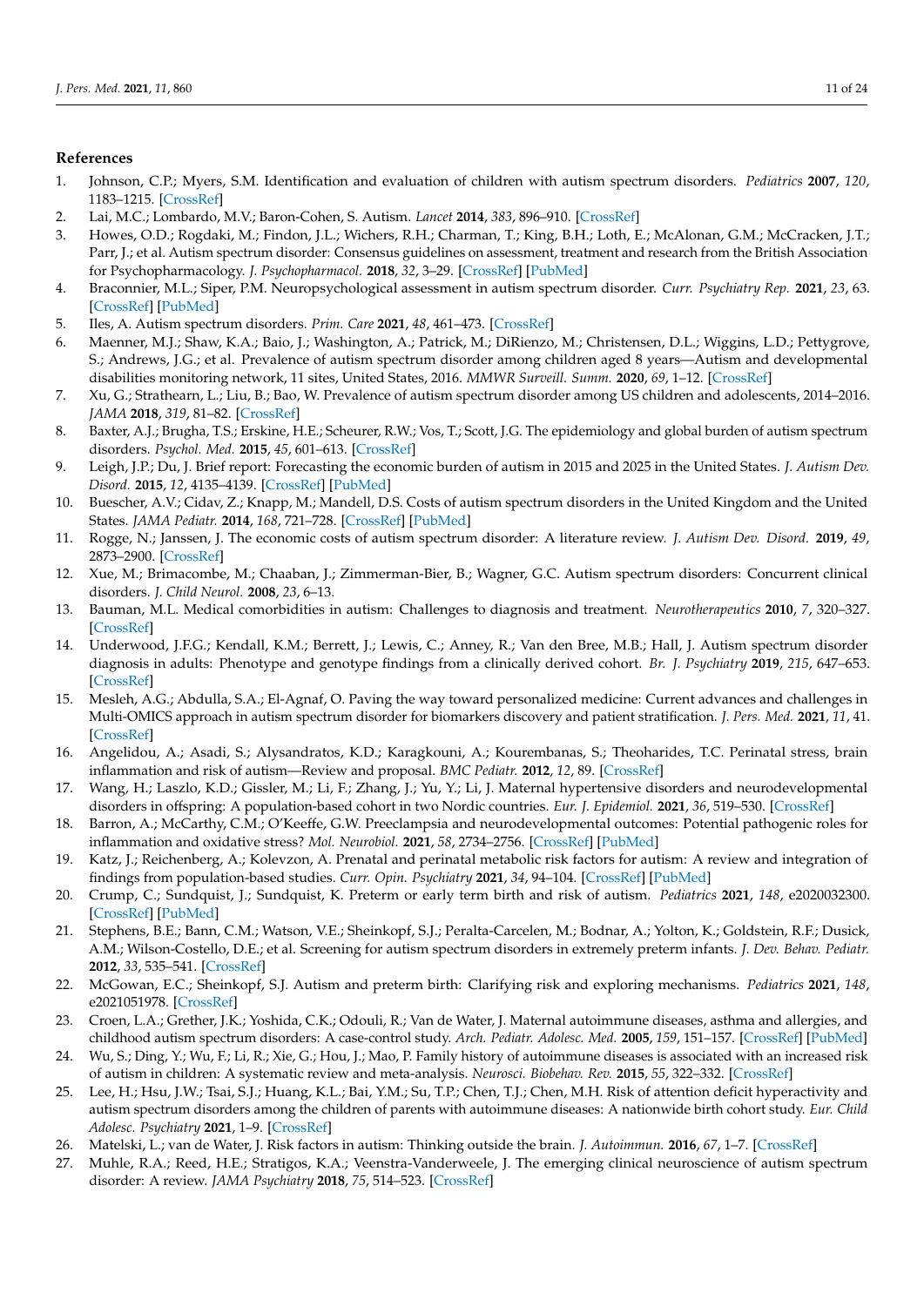## References

1. Johnson, C.P.; Myers, S.M. Identification and evaluation of children with autism spectrum disorders. *Pediatrics* **2007**, *120*, 1183–1215. [CrossRef]
2. Lai, M.C.; Lombardo, M.V.; Baron-Cohen, S. Autism. *Lancet* **2014**, *383*, 896–910. [CrossRef]
3. Howes, O.D.; Rogdaki, M.; Findon, J.L.; Wichers, R.H.; Charman, T.; King, B.H.; Loth, E.; McAlonan, G.M.; McCracken, J.T.; Parr, J.; et al. Autism spectrum disorder: Consensus guidelines on assessment, treatment and research from the British Association for Psychopharmacology. *J. Psychopharmacol.* **2018**, *32*, 3–29. [CrossRef] [PubMed]
4. Braconnier, M.L.; Siper, P.M. Neuropsychological assessment in autism spectrum disorder. *Curr. Psychiatry Rep.* **2021**, *23*, 63. [CrossRef] [PubMed]
5. Iles, A. Autism spectrum disorders. *Prim. Care* **2021**, *48*, 461–473. [CrossRef]
6. Maenner, M.J.; Shaw, K.A.; Baio, J.; Washington, A.; Patrick, M.; DiRienzo, M.; Christensen, D.L.; Wiggins, L.D.; Pettygrove, S.; Andrews, J.G.; et al. Prevalence of autism spectrum disorder among children aged 8 years—Autism and developmental disabilities monitoring network, 11 sites, United States, 2016. *MMWR Surveill. Summ.* **2020**, *69*, 1–12. [CrossRef]
7. Xu, G.; Strathearn, L.; Liu, B.; Bao, W. Prevalence of autism spectrum disorder among US children and adolescents, 2014–2016. *JAMA* **2018**, *319*, 81–82. [CrossRef]
8. Baxter, A.J.; Brugha, T.S.; Erskine, H.E.; Scheurer, R.W.; Vos, T.; Scott, J.G. The epidemiology and global burden of autism spectrum disorders. *Psychol. Med.* **2015**, *45*, 601–613. [CrossRef]
9. Leigh, J.P.; Du, J. Brief report: Forecasting the economic burden of autism in 2015 and 2025 in the United States. *J. Autism Dev. Disord.* **2015**, *12*, 4135–4139. [CrossRef] [PubMed]
10. Buescher, A.V.; Cidav, Z.; Knapp, M.; Mandell, D.S. Costs of autism spectrum disorders in the United Kingdom and the United States. *JAMA Pediatr.* **2014**, *168*, 721–728. [CrossRef] [PubMed]
11. Rogge, N.; Janssen, J. The economic costs of autism spectrum disorder: A literature review. *J. Autism Dev. Disord.* **2019**, *49*, 2873–2900. [CrossRef]
12. Xue, M.; Brimacombe, M.; Chaaban, J.; Zimmerman-Bier, B.; Wagner, G.C. Autism spectrum disorders: Concurrent clinical disorders. *J. Child Neurol.* **2008**, *23*, 6–13.
13. Bauman, M.L. Medical comorbidities in autism: Challenges to diagnosis and treatment. *Neurotherapeutics* **2010**, *7*, 320–327. [CrossRef]
14. Underwood, J.F.G.; Kendall, K.M.; Berrett, J.; Lewis, C.; Anney, R.; Van den Bree, M.B.; Hall, J. Autism spectrum disorder diagnosis in adults: Phenotype and genotype findings from a clinically derived cohort. *Br. J. Psychiatry* **2019**, *215*, 647–653. [CrossRef]
15. Mesleh, A.G.; Abdulla, S.A.; El-Agnaf, O. Paving the way toward personalized medicine: Current advances and challenges in Multi-OMICS approach in autism spectrum disorder for biomarkers discovery and patient stratification. *J. Pers. Med.* **2021**, *11*, 41. [CrossRef]
16. Angelidou, A.; Asadi, S.; Alysandratos, K.D.; Karagkouni, A.; Kourembanas, S.; Theoharides, T.C. Perinatal stress, brain inflammation and risk of autism—Review and proposal. *BMC Pediatr.* **2012**, *12*, 89. [CrossRef]
17. Wang, H.; Laszlo, K.D.; Gissler, M.; Li, F.; Zhang, J.; Yu, Y.; Li, J. Maternal hypertensive disorders and neurodevelopmental disorders in offspring: A population-based cohort in two Nordic countries. *Eur. J. Epidemiol.* **2021**, *36*, 519–530. [CrossRef]
18. Barron, A.; McCarthy, C.M.; O'Keeffe, G.W. Preeclampsia and neurodevelopmental outcomes: Potential pathogenic roles for inflammation and oxidative stress? *Mol. Neurobiol.* **2021**, *58*, 2734–2756. [CrossRef] [PubMed]
19. Katz, J.; Reichenberg, A.; Kolevzon, A. Prenatal and perinatal metabolic risk factors for autism: A review and integration of findings from population-based studies. *Curr. Opin. Psychiatry* **2021**, *34*, 94–104. [CrossRef] [PubMed]
20. Crump, C.; Sundquist, J.; Sundquist, K. Preterm or early term birth and risk of autism. *Pediatrics* **2021**, *148*, e2020032300. [CrossRef] [PubMed]
21. Stephens, B.E.; Bann, C.M.; Watson, V.E.; Sheinkopf, S.J.; Peralta-Carcelen, M.; Bodnar, A.; Yolton, K.; Goldstein, R.F.; Dusick, A.M.; Wilson-Costello, D.E.; et al. Screening for autism spectrum disorders in extremely preterm infants. *J. Dev. Behav. Pediatr.* **2012**, *33*, 535–541. [CrossRef]
22. McGowan, E.C.; Sheinkopf, S.J. Autism and preterm birth: Clarifying risk and exploring mechanisms. *Pediatrics* **2021**, *148*, e2021051978. [CrossRef]
23. Croen, L.A.; Grether, J.K.; Yoshida, C.K.; Odouli, R.; Van de Water, J. Maternal autoimmune diseases, asthma and allergies, and childhood autism spectrum disorders: A case-control study. *Arch. Pediatr. Adolesc. Med.* **2005**, *159*, 151–157. [CrossRef] [PubMed]
24. Wu, S.; Ding, Y.; Wu, F.; Li, R.; Xie, G.; Hou, J.; Mao, P. Family history of autoimmune diseases is associated with an increased risk of autism in children: A systematic review and meta-analysis. *Neurosci. Biobehav. Rev.* **2015**, *55*, 322–332. [CrossRef]
25. Lee, H.; Hsu, J.W.; Tsai, S.J.; Huang, K.L.; Bai, Y.M.; Su, T.P.; Chen, T.J.; Chen, M.H. Risk of attention deficit hyperactivity and autism spectrum disorders among the children of parents with autoimmune diseases: A nationwide birth cohort study. *Eur. Child Adolesc. Psychiatry* **2021**, 1–9. [CrossRef]
26. Matelski, L.; van de Water, J. Risk factors in autism: Thinking outside the brain. *J. Autoimmun.* **2016**, *67*, 1–7. [CrossRef]
27. Muhle, R.A.; Reed, H.E.; Stratigos, K.A.; Veenstra-Vanderweele, J. The emerging clinical neuroscience of autism spectrum disorder: A review. *JAMA Psychiatry* **2018**, *75*, 514–523. [CrossRef]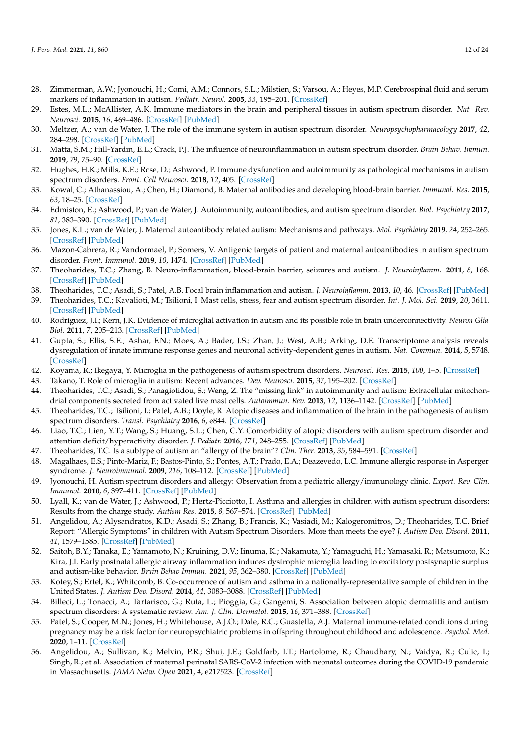28. Zimmerman, A.W.; Jyonouchi, H.; Comi, A.M.; Connors, S.L.; Milstien, S.; Varsou, A.; Heyes, M.P. Cerebrospinal fluid and serum markers of inflammation in autism. *Pediatr. Neurol.* **2005**, *33*, 195–201. [CrossRef]
29. Estes, M.L.; McAllister, A.K. Immune mediators in the brain and peripheral tissues in autism spectrum disorder. *Nat. Rev. Neurosci.* **2015**, *16*, 469–486. [CrossRef] [PubMed]
30. Meltzer, A.; van de Water, J. The role of the immune system in autism spectrum disorder. *Neuropsychopharmacology* **2017**, *42*, 284–298. [CrossRef] [PubMed]
31. Matta, S.M.; Hill-Yardin, E.L.; Crack, P.J. The influence of neuroinflammation in autism spectrum disorder. *Brain Behav. Immun.* **2019**, *79*, 75–90. [CrossRef]
32. Hughes, H.K.; Mills, K.E.; Rose, D.; Ashwood, P. Immune dysfunction and autoimmunity as pathological mechanisms in autism spectrum disorders. *Front. Cell Neurosci.* **2018**, *12*, 405. [CrossRef]
33. Kowal, C.; Athanassiou, A.; Chen, H.; Diamond, B. Maternal antibodies and developing blood-brain barrier. *Immunol. Res.* **2015**, *63*, 18–25. [CrossRef]
34. Edmiston, E.; Ashwood, P.; van de Water, J. Autoimmunity, autoantibodies, and autism spectrum disorder. *Biol. Psychiatry* **2017**, *81*, 383–390. [CrossRef] [PubMed]
35. Jones, K.L.; van de Water, J. Maternal autoantibody related autism: Mechanisms and pathways. *Mol. Psychiatry* **2019**, *24*, 252–265. [CrossRef] [PubMed]
36. Mazon-Cabrera, R.; Vandormael, P.; Somers, V. Antigenic targets of patient and maternal autoantibodies in autism spectrum disorder. *Front. Immunol.* **2019**, *10*, 1474. [CrossRef] [PubMed]
37. Theoharides, T.C.; Zhang, B. Neuro-inflammation, blood-brain barrier, seizures and autism. *J. Neuroinflamm.* **2011**, *8*, 168. [CrossRef] [PubMed]
38. Theoharides, T.C.; Asadi, S.; Patel, A.B. Focal brain inflammation and autism. *J. Neuroinflamm.* **2013**, *10*, 46. [CrossRef] [PubMed]
39. Theoharides, T.C.; Kavalioti, M.; Tsilioni, I. Mast cells, stress, fear and autism spectrum disorder. *Int. J. Mol. Sci.* **2019**, *20*, 3611. [CrossRef] [PubMed]
40. Rodriguez, J.I.; Kern, J.K. Evidence of microglial activation in autism and its possible role in brain underconnectivity. *Neuron Glia Biol.* **2011**, *7*, 205–213. [CrossRef] [PubMed]
41. Gupta, S.; Ellis, S.E.; Ashar, F.N.; Moes, A.; Bader, J.S.; Zhan, J.; West, A.B.; Arking, D.E. Transcriptome analysis reveals dysregulation of innate immune response genes and neuronal activity-dependent genes in autism. *Nat. Commun.* **2014**, *5*, 5748. [CrossRef]
42. Koyama, R.; Ikegaya, Y. Microglia in the pathogenesis of autism spectrum disorders. *Neurosci. Res.* **2015**, *100*, 1–5. [CrossRef]
43. Takano, T. Role of microglia in autism: Recent advances. *Dev. Neurosci.* **2015**, *37*, 195–202. [CrossRef]
44. Theoharides, T.C.; Asadi, S.; Panagiotidou, S.; Weng, Z. The "missing link" in autoimmunity and autism: Extracellular mitochondrial components secreted from activated live mast cells. *Autoimmun. Rev.* **2013**, *12*, 1136–1142. [CrossRef] [PubMed]
45. Theoharides, T.C.; Tsilioni, I.; Patel, A.B.; Doyle, R. Atopic diseases and inflammation of the brain in the pathogenesis of autism spectrum disorders. *Transl. Psychiatry* **2016**, *6*, e844. [CrossRef]
46. Liao, T.C.; Lien, Y.T.; Wang, S.; Huang, S.L.; Chen, C.Y. Comorbidity of atopic disorders with autism spectrum disorder and attention deficit/hyperactivity disorder. *J. Pediatr.* **2016**, *171*, 248–255. [CrossRef] [PubMed]
47. Theoharides, T.C. Is a subtype of autism an "allergy of the brain"? *Clin. Ther.* **2013**, *35*, 584–591. [CrossRef]
48. Magalhaes, E.S.; Pinto-Mariz, F.; Bastos-Pinto, S.; Pontes, A.T.; Prado, E.A.; Deazevedo, L.C. Immune allergic response in Asperger syndrome. *J. Neuroimmunol.* **2009**, *216*, 108–112. [CrossRef] [PubMed]
49. Jyonouchi, H. Autism spectrum disorders and allergy: Observation from a pediatric allergy/immunology clinic. *Expert. Rev. Clin. Immunol.* **2010**, *6*, 397–411. [CrossRef] [PubMed]
50. Lyall, K.; van de Water, J.; Ashwood, P.; Hertz-Picciotto, I. Asthma and allergies in children with autism spectrum disorders: Results from the charge study. *Autism Res.* **2015**, *8*, 567–574. [CrossRef] [PubMed]
51. Angelidou, A.; Alysandratos, K.D.; Asadi, S.; Zhang, B.; Francis, K.; Vasiadi, M.; Kalogeromitros, D.; Theoharides, T.C. Brief Report: "Allergic Symptoms" in children with Autism Spectrum Disorders. More than meets the eye? *J. Autism Dev. Disord.* **2011**, *41*, 1579–1585. [CrossRef] [PubMed]
52. Saitoh, B.Y.; Tanaka, E.; Yamamoto, N.; Kruining, D.V.; Iinuma, K.; Nakamuta, Y.; Yamaguchi, H.; Yamasaki, R.; Matsumoto, K.; Kira, J.I. Early postnatal allergic airway inflammation induces dystrophic microglia leading to excitatory postsynaptic surplus and autism-like behavior. *Brain Behav Immun.* **2021**, *95*, 362–380. [CrossRef] [PubMed]
53. Kotey, S.; Ertel, K.; Whitcomb, B. Co-occurrence of autism and asthma in a nationally-representative sample of children in the United States. *J. Autism Dev. Disord.* **2014**, *44*, 3083–3088. [CrossRef] [PubMed]
54. Billeci, L.; Tonacci, A.; Tartarisco, G.; Ruta, L.; Pioggia, G.; Gangemi, S. Association between atopic dermatitis and autism spectrum disorders: A systematic review. *Am. J. Clin. Dermatol.* **2015**, *16*, 371–388. [CrossRef]
55. Patel, S.; Cooper, M.N.; Jones, H.; Whitehouse, A.J.O.; Dale, R.C.; Guastella, A.J. Maternal immune-related conditions during pregnancy may be a risk factor for neuropsychiatric problems in offspring throughout childhood and adolescence. *Psychol. Med.* **2020**, 1–11. [CrossRef]
56. Angelidou, A.; Sullivan, K.; Melvin, P.R.; Shui, J.E.; Goldfarb, I.T.; Bartolome, R.; Chaudhary, N.; Vaidya, R.; Culic, I.; Singh, R.; et al. Association of maternal perinatal SARS-CoV-2 infection with neonatal outcomes during the COVID-19 pandemic in Massachusetts. *JAMA Netw. Open* **2021**, *4*, e217523. [CrossRef]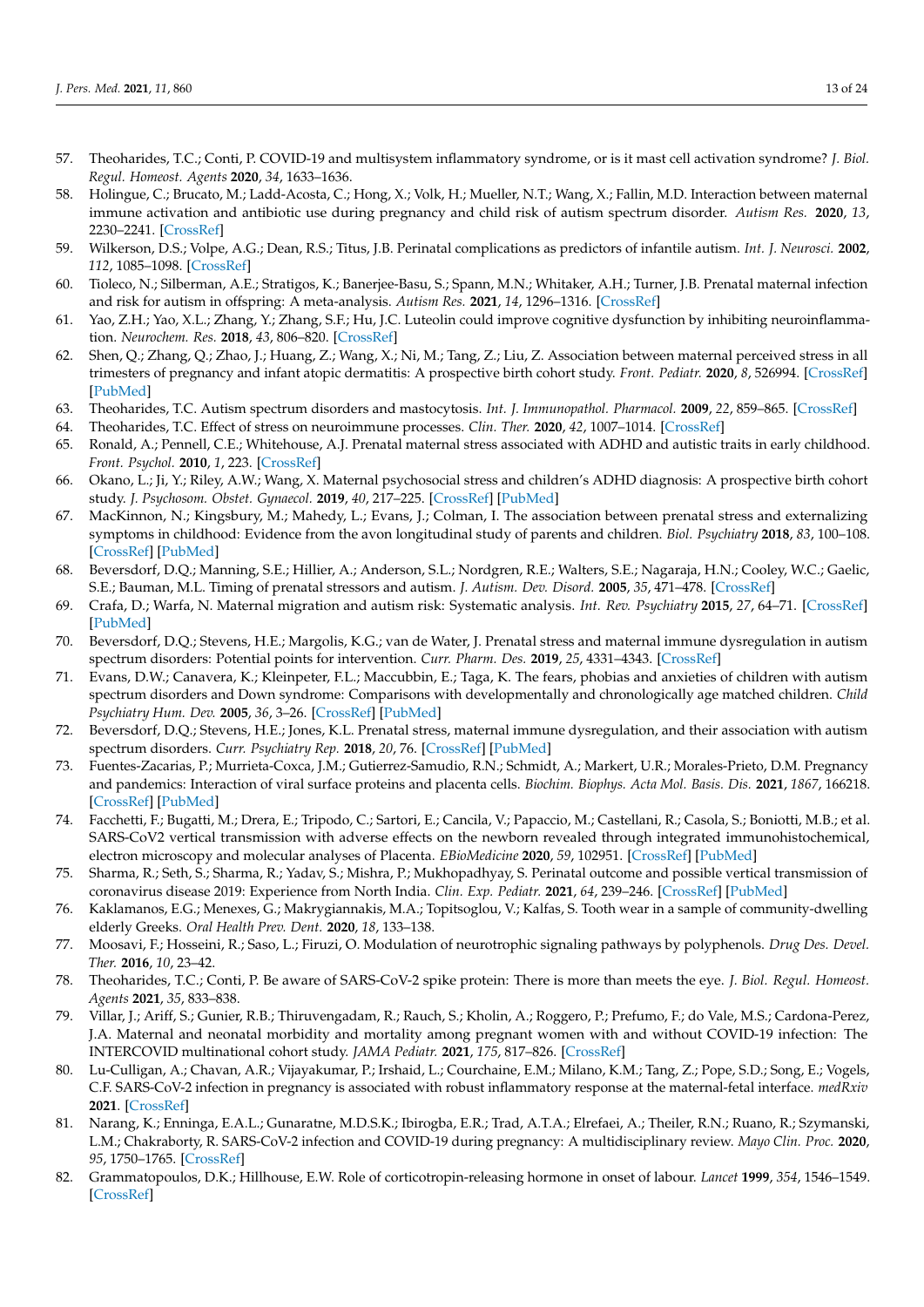57. Theoharides, T.C.; Conti, P. COVID-19 and multisystem inflammatory syndrome, or is it mast cell activation syndrome? *J. Biol. Regul. Homeost. Agents* **2020**, *34*, 1633–1636.
58. Holingue, C.; Brucato, M.; Ladd-Acosta, C.; Hong, X.; Volk, H.; Mueller, N.T.; Wang, X.; Fallin, M.D. Interaction between maternal immune activation and antibiotic use during pregnancy and child risk of autism spectrum disorder. *Autism Res.* **2020**, *13*, 2230–2241. [CrossRef]
59. Wilkerson, D.S.; Volpe, A.G.; Dean, R.S.; Titus, J.B. Perinatal complications as predictors of infantile autism. *Int. J. Neurosci.* **2002**, *112*, 1085–1098. [CrossRef]
60. Tioleco, N.; Silberman, A.E.; Stratigos, K.; Banerjee-Basu, S.; Spann, M.N.; Whitaker, A.H.; Turner, J.B. Prenatal maternal infection and risk for autism in offspring: A meta-analysis. *Autism Res.* **2021**, *14*, 1296–1316. [CrossRef]
61. Yao, Z.H.; Yao, X.L.; Zhang, Y.; Zhang, S.F.; Hu, J.C. Luteolin could improve cognitive dysfunction by inhibiting neuroinflammation. *Neurochem. Res.* **2018**, *43*, 806–820. [CrossRef]
62. Shen, Q.; Zhang, Q.; Zhao, J.; Huang, Z.; Wang, X.; Ni, M.; Tang, Z.; Liu, Z. Association between maternal perceived stress in all trimesters of pregnancy and infant atopic dermatitis: A prospective birth cohort study. *Front. Pediatr.* **2020**, *8*, 526994. [CrossRef] [PubMed]
63. Theoharides, T.C. Autism spectrum disorders and mastocytosis. *Int. J. Immunopathol. Pharmacol.* **2009**, *22*, 859–865. [CrossRef]
64. Theoharides, T.C. Effect of stress on neuroimmune processes. *Clin. Ther.* **2020**, *42*, 1007–1014. [CrossRef]
65. Ronald, A.; Pennell, C.E.; Whitehouse, A.J. Prenatal maternal stress associated with ADHD and autistic traits in early childhood. *Front. Psychol.* **2010**, *1*, 223. [CrossRef]
66. Okano, L.; Ji, Y.; Riley, A.W.; Wang, X. Maternal psychosocial stress and children's ADHD diagnosis: A prospective birth cohort study. *J. Psychosom. Obstet. Gynaecol.* **2019**, *40*, 217–225. [CrossRef] [PubMed]
67. MacKinnon, N.; Kingsbury, M.; Mahedy, L.; Evans, J.; Colman, I. The association between prenatal stress and externalizing symptoms in childhood: Evidence from the avon longitudinal study of parents and children. *Biol. Psychiatry* **2018**, *83*, 100–108. [CrossRef] [PubMed]
68. Beversdorf, D.Q.; Manning, S.E.; Hillier, A.; Anderson, S.L.; Nordgren, R.E.; Walters, S.E.; Nagaraja, H.N.; Cooley, W.C.; Gaelic, S.E.; Bauman, M.L. Timing of prenatal stressors and autism. *J. Autism. Dev. Disord.* **2005**, *35*, 471–478. [CrossRef]
69. Crafa, D.; Warfa, N. Maternal migration and autism risk: Systematic analysis. *Int. Rev. Psychiatry* **2015**, *27*, 64–71. [CrossRef] [PubMed]
70. Beversdorf, D.Q.; Stevens, H.E.; Margolis, K.G.; van de Water, J. Prenatal stress and maternal immune dysregulation in autism spectrum disorders: Potential points for intervention. *Curr. Pharm. Des.* **2019**, *25*, 4331–4343. [CrossRef]
71. Evans, D.W.; Canavera, K.; Kleinpeter, F.L.; Maccubbin, E.; Taga, K. The fears, phobias and anxieties of children with autism spectrum disorders and Down syndrome: Comparisons with developmentally and chronologically age matched children. *Child Psychiatry Hum. Dev.* **2005**, *36*, 3–26. [CrossRef] [PubMed]
72. Beversdorf, D.Q.; Stevens, H.E.; Jones, K.L. Prenatal stress, maternal immune dysregulation, and their association with autism spectrum disorders. *Curr. Psychiatry Rep.* **2018**, *20*, 76. [CrossRef] [PubMed]
73. Fuentes-Zacarias, P.; Murrieta-Coxca, J.M.; Gutierrez-Samudio, R.N.; Schmidt, A.; Markert, U.R.; Morales-Prieto, D.M. Pregnancy and pandemics: Interaction of viral surface proteins and placenta cells. *Biochim. Biophys. Acta Mol. Basis. Dis.* **2021**, *1867*, 166218. [CrossRef] [PubMed]
74. Facchetti, F.; Bugatti, M.; Drera, E.; Tripodo, C.; Sartori, E.; Cancila, V.; Papaccio, M.; Castellani, R.; Casola, S.; Boniotti, M.B.; et al. SARS-CoV2 vertical transmission with adverse effects on the newborn revealed through integrated immunohistochemical, electron microscopy and molecular analyses of Placenta. *EBioMedicine* **2020**, *59*, 102951. [CrossRef] [PubMed]
75. Sharma, R.; Seth, S.; Sharma, R.; Yadav, S.; Mishra, P.; Mukhopadhyay, S. Perinatal outcome and possible vertical transmission of coronavirus disease 2019: Experience from North India. *Clin. Exp. Pediatr.* **2021**, *64*, 239–246. [CrossRef] [PubMed]
76. Kaklamanos, E.G.; Menexes, G.; Makrygiannakis, M.A.; Topitsoglou, V.; Kalfas, S. Tooth wear in a sample of community-dwelling elderly Greeks. *Oral Health Prev. Dent.* **2020**, *18*, 133–138.
77. Moosavi, F.; Hosseini, R.; Saso, L.; Firuzi, O. Modulation of neurotrophic signaling pathways by polyphenols. *Drug Des. Devel. Ther.* **2016**, *10*, 23–42.
78. Theoharides, T.C.; Conti, P. Be aware of SARS-CoV-2 spike protein: There is more than meets the eye. *J. Biol. Regul. Homeost. Agents* **2021**, *35*, 833–838.
79. Villar, J.; Ariff, S.; Gunier, R.B.; Thiruvengadam, R.; Rauch, S.; Kholin, A.; Roggero, P.; Prefumo, F.; do Vale, M.S.; Cardona-Perez, J.A. Maternal and neonatal morbidity and mortality among pregnant women with and without COVID-19 infection: The INTERCOVID multinational cohort study. *JAMA Pediatr.* **2021**, *175*, 817–826. [CrossRef]
80. Lu-Culligan, A.; Chavan, A.R.; Vijayakumar, P.; Irshaid, L.; Courchaine, E.M.; Milano, K.M.; Tang, Z.; Pope, S.D.; Song, E.; Vogels, C.F. SARS-CoV-2 infection in pregnancy is associated with robust inflammatory response at the maternal-fetal interface. *medRxiv* **2021**. [CrossRef]
81. Narang, K.; Enninga, E.A.L.; Gunaratne, M.D.S.K.; Ibirogba, E.R.; Trad, A.T.A.; Elrefaei, A.; Theiler, R.N.; Ruano, R.; Szymanski, L.M.; Chakraborty, R. SARS-CoV-2 infection and COVID-19 during pregnancy: A multidisciplinary review. *Mayo Clin. Proc.* **2020**, *95*, 1750–1765. [CrossRef]
82. Grammatopoulos, D.K.; Hillhouse, E.W. Role of corticotropin-releasing hormone in onset of labour. *Lancet* **1999**, *354*, 1546–1549. [CrossRef]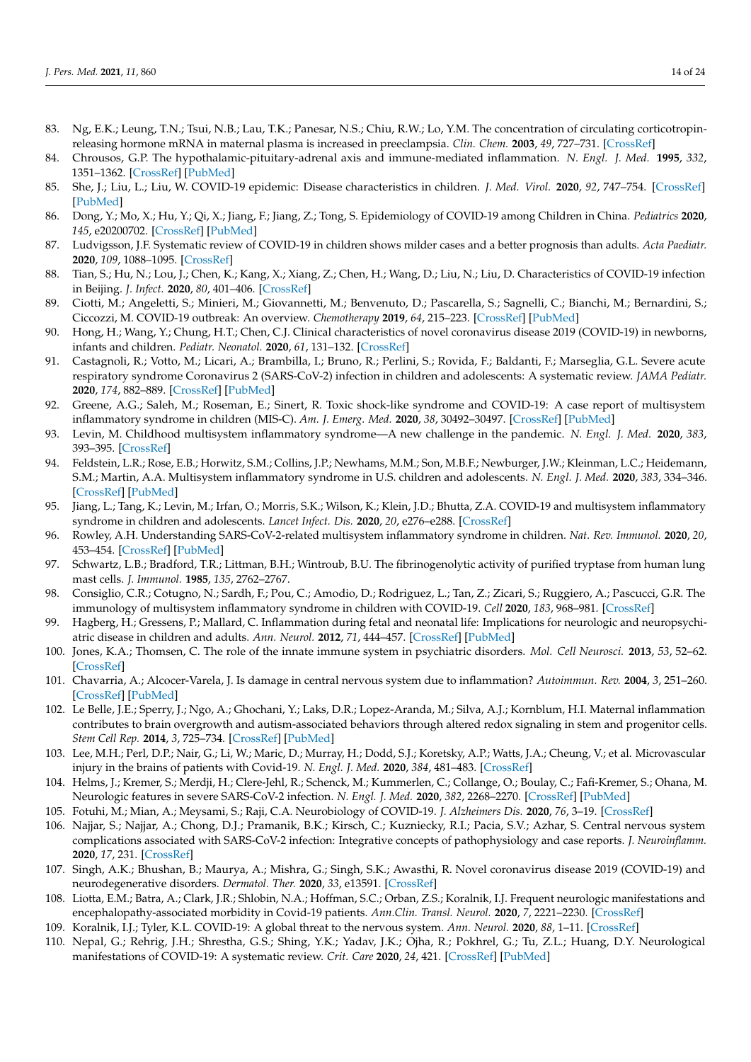83. Ng, E.K.; Leung, T.N.; Tsui, N.B.; Lau, T.K.; Panesar, N.S.; Chiu, R.W.; Lo, Y.M. The concentration of circulating corticotropin-releasing hormone mRNA in maternal plasma is increased in preeclampsia. *Clin. Chem.* **2003**, *49*, 727–731. [CrossRef]
84. Chrousos, G.P. The hypothalamic-pituitary-adrenal axis and immune-mediated inflammation. *N. Engl. J. Med.* **1995**, *332*, 1351–1362. [CrossRef] [PubMed]
85. She, J.; Liu, L.; Liu, W. COVID-19 epidemic: Disease characteristics in children. *J. Med. Virol.* **2020**, *92*, 747–754. [CrossRef] [PubMed]
86. Dong, Y.; Mo, X.; Hu, Y.; Qi, X.; Jiang, F.; Jiang, Z.; Tong, S. Epidemiology of COVID-19 among Children in China. *Pediatrics* **2020**, *145*, e20200702. [CrossRef] [PubMed]
87. Ludvigsson, J.F. Systematic review of COVID-19 in children shows milder cases and a better prognosis than adults. *Acta Paediatr.* **2020**, *109*, 1088–1095. [CrossRef]
88. Tian, S.; Hu, N.; Lou, J.; Chen, K.; Kang, X.; Xiang, Z.; Chen, H.; Wang, D.; Liu, N.; Liu, D. Characteristics of COVID-19 infection in Beijing. *J. Infect.* **2020**, *80*, 401–406. [CrossRef]
89. Ciotti, M.; Angeletti, S.; Minieri, M.; Giovannetti, M.; Benvenuto, D.; Pascarella, S.; Sagnelli, C.; Bianchi, M.; Bernardini, S.; Ciccozzi, M. COVID-19 outbreak: An overview. *Chemotherapy* **2019**, *64*, 215–223. [CrossRef] [PubMed]
90. Hong, H.; Wang, Y.; Chung, H.T.; Chen, C.J. Clinical characteristics of novel coronavirus disease 2019 (COVID-19) in newborns, infants and children. *Pediatr. Neonatol.* **2020**, *61*, 131–132. [CrossRef]
91. Castagnoli, R.; Votto, M.; Licari, A.; Brambilla, I.; Bruno, R.; Perlini, S.; Rovida, F.; Baldanti, F.; Marseglia, G.L. Severe acute respiratory syndrome Coronavirus 2 (SARS-CoV-2) infection in children and adolescents: A systematic review. *JAMA Pediatr.* **2020**, *174*, 882–889. [CrossRef] [PubMed]
92. Greene, A.G.; Saleh, M.; Roseman, E.; Sinert, R. Toxic shock-like syndrome and COVID-19: A case report of multisystem inflammatory syndrome in children (MIS-C). *Am. J. Emerg. Med.* **2020**, *38*, 30492–30497. [CrossRef] [PubMed]
93. Levin, M. Childhood multisystem inflammatory syndrome—A new challenge in the pandemic. *N. Engl. J. Med.* **2020**, *383*, 393–395. [CrossRef]
94. Feldstein, L.R.; Rose, E.B.; Horwitz, S.M.; Collins, J.P.; Newhams, M.M.; Son, M.B.F.; Newburger, J.W.; Kleinman, L.C.; Heidemann, S.M.; Martin, A.A. Multisystem inflammatory syndrome in U.S. children and adolescents. *N. Engl. J. Med.* **2020**, *383*, 334–346. [CrossRef] [PubMed]
95. Jiang, L.; Tang, K.; Levin, M.; Irfan, O.; Morris, S.K.; Wilson, K.; Klein, J.D.; Bhutta, Z.A. COVID-19 and multisystem inflammatory syndrome in children and adolescents. *Lancet Infect. Dis.* **2020**, *20*, e276–e288. [CrossRef]
96. Rowley, A.H. Understanding SARS-CoV-2-related multisystem inflammatory syndrome in children. *Nat. Rev. Immunol.* **2020**, *20*, 453–454. [CrossRef] [PubMed]
97. Schwartz, L.B.; Bradford, T.R.; Littman, B.H.; Wintroub, B.U. The fibrinogenolytic activity of purified tryptase from human lung mast cells. *J. Immunol.* **1985**, *135*, 2762–2767.
98. Consiglio, C.R.; Cotugno, N.; Sardh, F.; Pou, C.; Amodio, D.; Rodriguez, L.; Tan, Z.; Zicari, S.; Ruggiero, A.; Pascucci, G.R. The immunology of multisystem inflammatory syndrome in children with COVID-19. *Cell* **2020**, *183*, 968–981. [CrossRef]
99. Hagberg, H.; Gressens, P.; Mallard, C. Inflammation during fetal and neonatal life: Implications for neurologic and neuropsychiatric disease in children and adults. *Ann. Neurol.* **2012**, *71*, 444–457. [CrossRef] [PubMed]
100. Jones, K.A.; Thomsen, C. The role of the innate immune system in psychiatric disorders. *Mol. Cell Neurosci.* **2013**, *53*, 52–62. [CrossRef]
101. Chavarria, A.; Alcocer-Varela, J. Is damage in central nervous system due to inflammation? *Autoimmun. Rev.* **2004**, *3*, 251–260. [CrossRef] [PubMed]
102. Le Belle, J.E.; Sperry, J.; Ngo, A.; Ghochani, Y.; Laks, D.R.; Lopez-Aranda, M.; Silva, A.J.; Kornblum, H.I. Maternal inflammation contributes to brain overgrowth and autism-associated behaviors through altered redox signaling in stem and progenitor cells. *Stem Cell Rep.* **2014**, *3*, 725–734. [CrossRef] [PubMed]
103. Lee, M.H.; Perl, D.P.; Nair, G.; Li, W.; Maric, D.; Murray, H.; Dodd, S.J.; Koretsky, A.P.; Watts, J.A.; Cheung, V.; et al. Microvascular injury in the brains of patients with Covid-19. *N. Engl. J. Med.* **2020**, *384*, 481–483. [CrossRef]
104. Helms, J.; Kremer, S.; Merdji, H.; Clere-Jehl, R.; Schenck, M.; Kummerlen, C.; Collange, O.; Boulay, C.; Fafi-Kremer, S.; Ohana, M. Neurologic features in severe SARS-CoV-2 infection. *N. Engl. J. Med.* **2020**, *382*, 2268–2270. [CrossRef] [PubMed]
105. Fotuhi, M.; Mian, A.; Meysami, S.; Raji, C.A. Neurobiology of COVID-19. *J. Alzheimers Dis.* **2020**, *76*, 3–19. [CrossRef]
106. Najjar, S.; Najjar, A.; Chong, D.J.; Pramanik, B.K.; Kirsch, C.; Kuzniecky, R.I.; Pacia, S.V.; Azhar, S. Central nervous system complications associated with SARS-CoV-2 infection: Integrative concepts of pathophysiology and case reports. *J. Neuroinflamm.* **2020**, *17*, 231. [CrossRef]
107. Singh, A.K.; Bhushan, B.; Maurya, A.; Mishra, G.; Singh, S.K.; Awasthi, R. Novel coronavirus disease 2019 (COVID-19) and neurodegenerative disorders. *Dermatol. Ther.* **2020**, *33*, e13591. [CrossRef]
108. Liotta, E.M.; Batra, A.; Clark, J.R.; Shlobin, N.A.; Hoffman, S.C.; Orban, Z.S.; Koralnik, I.J. Frequent neurologic manifestations and encephalopathy-associated morbidity in Covid-19 patients. *Ann.Clin. Transl. Neurol.* **2020**, *7*, 2221–2230. [CrossRef]
109. Koralnik, I.J.; Tyler, K.L. COVID-19: A global threat to the nervous system. *Ann. Neurol.* **2020**, *88*, 1–11. [CrossRef]
110. Nepal, G.; Rehrig, J.H.; Shrestha, G.S.; Shing, Y.K.; Yadav, J.K.; Ojha, R.; Pokhrel, G.; Tu, Z.L.; Huang, D.Y. Neurological manifestations of COVID-19: A systematic review. *Crit. Care* **2020**, *24*, 421. [CrossRef] [PubMed]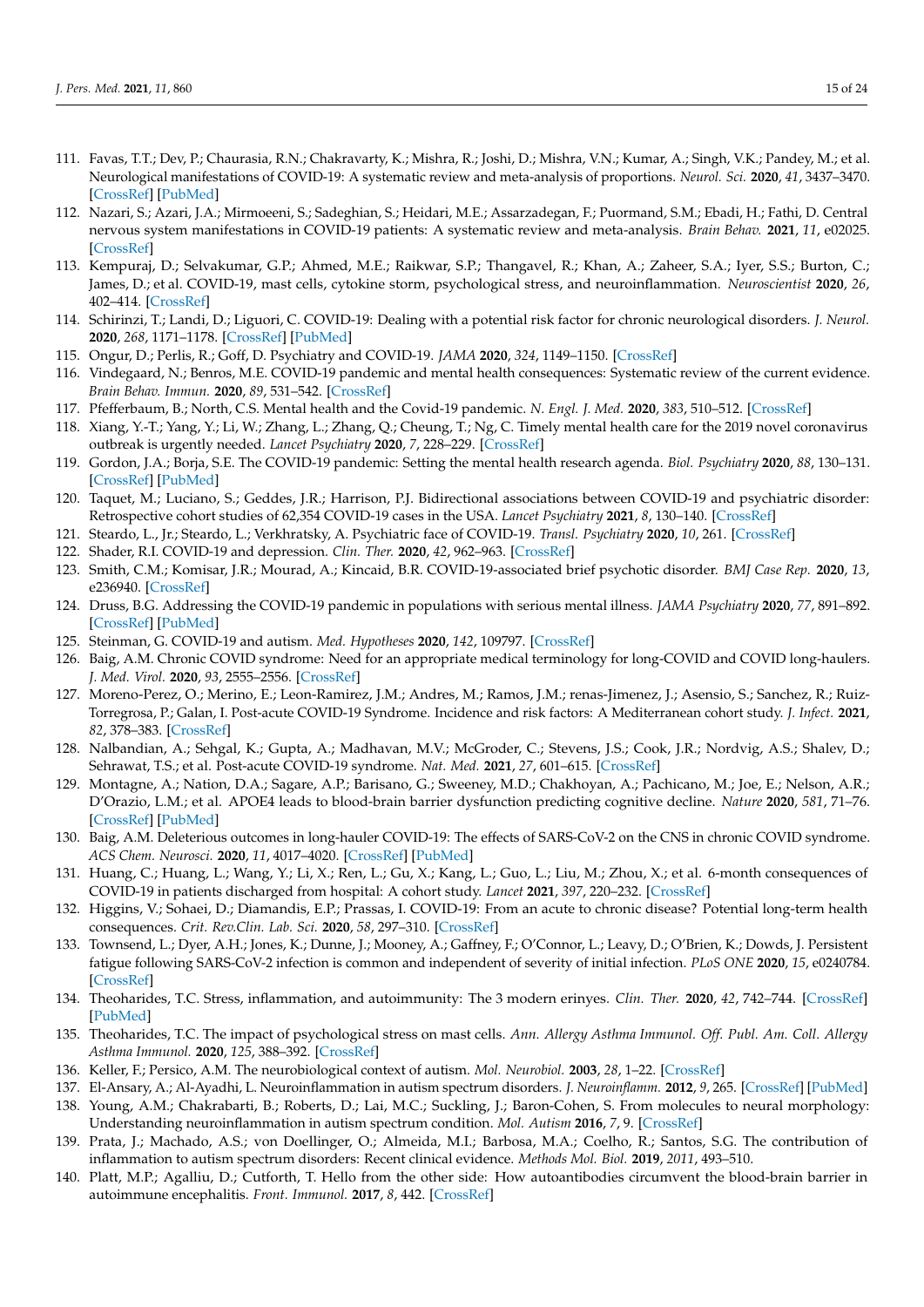111. Favas, T.T.; Dev, P.; Chaurasia, R.N.; Chakravarty, K.; Mishra, R.; Joshi, D.; Mishra, V.N.; Kumar, A.; Singh, V.K.; Pandey, M.; et al. Neurological manifestations of COVID-19: A systematic review and meta-analysis of proportions. *Neurol. Sci.* **2020**, *41*, 3437–3470. [CrossRef] [PubMed]
112. Nazari, S.; Azari, J.A.; Mirmoeeni, S.; Sadeghian, S.; Heidari, M.E.; Assarzadegan, F.; Puormand, S.M.; Ebadi, H.; Fathi, D. Central nervous system manifestations in COVID-19 patients: A systematic review and meta-analysis. *Brain Behav.* **2021**, *11*, e02025. [CrossRef]
113. Kempuraj, D.; Selvakumar, G.P.; Ahmed, M.E.; Raikwar, S.P.; Thangavel, R.; Khan, A.; Zaheer, S.A.; Iyer, S.S.; Burton, C.; James, D.; et al. COVID-19, mast cells, cytokine storm, psychological stress, and neuroinflammation. *Neuroscientist* **2020**, *26*, 402–414. [CrossRef]
114. Schirinzi, T.; Landi, D.; Liguori, C. COVID-19: Dealing with a potential risk factor for chronic neurological disorders. *J. Neurol.* **2020**, *268*, 1171–1178. [CrossRef] [PubMed]
115. Ongur, D.; Perlis, R.; Goff, D. Psychiatry and COVID-19. *JAMA* **2020**, *324*, 1149–1150. [CrossRef]
116. Vindegaard, N.; Benros, M.E. COVID-19 pandemic and mental health consequences: Systematic review of the current evidence. *Brain Behav. Immun.* **2020**, *89*, 531–542. [CrossRef]
117. Pfefferbaum, B.; North, C.S. Mental health and the Covid-19 pandemic. *N. Engl. J. Med.* **2020**, *383*, 510–512. [CrossRef]
118. Xiang, Y.-T.; Yang, Y.; Li, W.; Zhang, L.; Zhang, Q.; Cheung, T.; Ng, C. Timely mental health care for the 2019 novel coronavirus outbreak is urgently needed. *Lancet Psychiatry* **2020**, *7*, 228–229. [CrossRef]
119. Gordon, J.A.; Borja, S.E. The COVID-19 pandemic: Setting the mental health research agenda. *Biol. Psychiatry* **2020**, *88*, 130–131. [CrossRef] [PubMed]
120. Taquet, M.; Luciano, S.; Geddes, J.R.; Harrison, P.J. Bidirectional associations between COVID-19 and psychiatric disorder: Retrospective cohort studies of 62,354 COVID-19 cases in the USA. *Lancet Psychiatry* **2021**, *8*, 130–140. [CrossRef]
121. Steardo, L., Jr.; Steardo, L.; Verkhratsky, A. Psychiatric face of COVID-19. *Transl. Psychiatry* **2020**, *10*, 261. [CrossRef]
122. Shader, R.I. COVID-19 and depression. *Clin. Ther.* **2020**, *42*, 962–963. [CrossRef]
123. Smith, C.M.; Komisar, J.R.; Mourad, A.; Kincaid, B.R. COVID-19-associated brief psychotic disorder. *BMJ Case Rep.* **2020**, *13*, e236940. [CrossRef]
124. Druss, B.G. Addressing the COVID-19 pandemic in populations with serious mental illness. *JAMA Psychiatry* **2020**, *77*, 891–892. [CrossRef] [PubMed]
125. Steinman, G. COVID-19 and autism. *Med. Hypotheses* **2020**, *142*, 109797. [CrossRef]
126. Baig, A.M. Chronic COVID syndrome: Need for an appropriate medical terminology for long-COVID and COVID long-haulers. *J. Med. Virol.* **2020**, *93*, 2555–2556. [CrossRef]
127. Moreno-Perez, O.; Merino, E.; Leon-Ramirez, J.M.; Andres, M.; Ramos, J.M.; renas-Jimenez, J.; Asensio, S.; Sanchez, R.; Ruiz-Torregrosa, P.; Galan, I. Post-acute COVID-19 Syndrome. Incidence and risk factors: A Mediterranean cohort study. *J. Infect.* **2021**, *82*, 378–383. [CrossRef]
128. Nalbandian, A.; Sehgal, K.; Gupta, A.; Madhavan, M.V.; McGroder, C.; Stevens, J.S.; Cook, J.R.; Nordvig, A.S.; Shalev, D.; Sehrawat, T.S.; et al. Post-acute COVID-19 syndrome. *Nat. Med.* **2021**, *27*, 601–615. [CrossRef]
129. Montagne, A.; Nation, D.A.; Sagare, A.P.; Barisano, G.; Sweeney, M.D.; Chakhoyan, A.; Pachicano, M.; Joe, E.; Nelson, A.R.; D'Orazio, L.M.; et al. APOE4 leads to blood-brain barrier dysfunction predicting cognitive decline. *Nature* **2020**, *581*, 71–76. [CrossRef] [PubMed]
130. Baig, A.M. Deleterious outcomes in long-hauler COVID-19: The effects of SARS-CoV-2 on the CNS in chronic COVID syndrome. *ACS Chem. Neurosci.* **2020**, *11*, 4017–4020. [CrossRef] [PubMed]
131. Huang, C.; Huang, L.; Wang, Y.; Li, X.; Ren, L.; Gu, X.; Kang, L.; Guo, L.; Liu, M.; Zhou, X.; et al. 6-month consequences of COVID-19 in patients discharged from hospital: A cohort study. *Lancet* **2021**, *397*, 220–232. [CrossRef]
132. Higgins, V.; Sohaei, D.; Diamandis, E.P.; Prassas, I. COVID-19: From an acute to chronic disease? Potential long-term health consequences. *Crit. Rev.Clin. Lab. Sci.* **2020**, *58*, 297–310. [CrossRef]
133. Townsend, L.; Dyer, A.H.; Jones, K.; Dunne, J.; Mooney, A.; Gaffney, F.; O'Connor, L.; Leavy, D.; O'Brien, K.; Dowds, J. Persistent fatigue following SARS-CoV-2 infection is common and independent of severity of initial infection. *PLoS ONE* **2020**, *15*, e0240784. [CrossRef]
134. Theoharides, T.C. Stress, inflammation, and autoimmunity: The 3 modern erinyes. *Clin. Ther.* **2020**, *42*, 742–744. [CrossRef] [PubMed]
135. Theoharides, T.C. The impact of psychological stress on mast cells. *Ann. Allergy Asthma Immunol. Off. Publ. Am. Coll. Allergy Asthma Immunol.* **2020**, *125*, 388–392. [CrossRef]
136. Keller, F.; Persico, A.M. The neurobiological context of autism. *Mol. Neurobiol.* **2003**, *28*, 1–22. [CrossRef]
137. El-Ansary, A.; Al-Ayadhi, L. Neuroinflammation in autism spectrum disorders. *J. Neuroinflamm.* **2012**, *9*, 265. [CrossRef] [PubMed]
138. Young, A.M.; Chakrabarti, B.; Roberts, D.; Lai, M.C.; Suckling, J.; Baron-Cohen, S. From molecules to neural morphology: Understanding neuroinflammation in autism spectrum condition. *Mol. Autism* **2016**, *7*, 9. [CrossRef]
139. Prata, J.; Machado, A.S.; von Doellinger, O.; Almeida, M.I.; Barbosa, M.A.; Coelho, R.; Santos, S.G. The contribution of inflammation to autism spectrum disorders: Recent clinical evidence. *Methods Mol. Biol.* **2019**, *2011*, 493–510.
140. Platt, M.P.; Agalliu, D.; Cutforth, T. Hello from the other side: How autoantibodies circumvent the blood-brain barrier in autoimmune encephalitis. *Front. Immunol.* **2017**, *8*, 442. [CrossRef]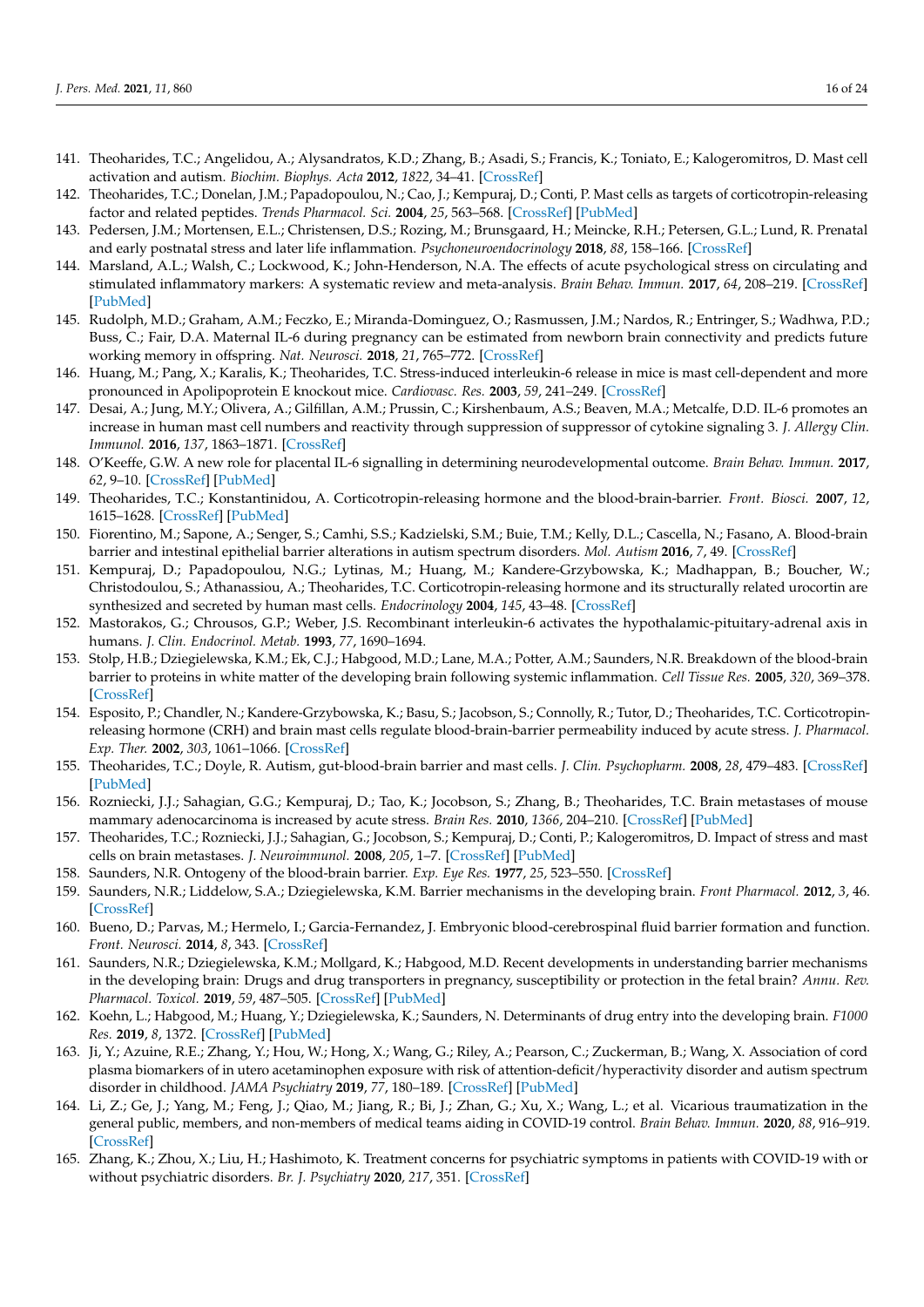141. Theoharides, T.C.; Angelidou, A.; Alysandratos, K.D.; Zhang, B.; Asadi, S.; Francis, K.; Toniato, E.; Kalogeromitros, D. Mast cell activation and autism. *Biochim. Biophys. Acta* **2012**, *1822*, 34–41. [CrossRef]
142. Theoharides, T.C.; Donelan, J.M.; Papadopoulou, N.; Cao, J.; Kempuraj, D.; Conti, P. Mast cells as targets of corticotropin-releasing factor and related peptides. *Trends Pharmacol. Sci.* **2004**, *25*, 563–568. [CrossRef] [PubMed]
143. Pedersen, J.M.; Mortensen, E.L.; Christensen, D.S.; Rozing, M.; Brunsgaard, H.; Meincke, R.H.; Petersen, G.L.; Lund, R. Prenatal and early postnatal stress and later life inflammation. *Psychoneuroendocrinology* **2018**, *88*, 158–166. [CrossRef]
144. Marsland, A.L.; Walsh, C.; Lockwood, K.; John-Henderson, N.A. The effects of acute psychological stress on circulating and stimulated inflammatory markers: A systematic review and meta-analysis. *Brain Behav. Immun.* **2017**, *64*, 208–219. [CrossRef] [PubMed]
145. Rudolph, M.D.; Graham, A.M.; Feczko, E.; Miranda-Dominguez, O.; Rasmussen, J.M.; Nardos, R.; Entringer, S.; Wadhwa, P.D.; Buss, C.; Fair, D.A. Maternal IL-6 during pregnancy can be estimated from newborn brain connectivity and predicts future working memory in offspring. *Nat. Neurosci.* **2018**, *21*, 765–772. [CrossRef]
146. Huang, M.; Pang, X.; Karalis, K.; Theoharides, T.C. Stress-induced interleukin-6 release in mice is mast cell-dependent and more pronounced in Apolipoprotein E knockout mice. *Cardiovasc. Res.* **2003**, *59*, 241–249. [CrossRef]
147. Desai, A.; Jung, M.Y.; Olivera, A.; Gilfillan, A.M.; Prussin, C.; Kirshenbaum, A.S.; Beaven, M.A.; Metcalfe, D.D. IL-6 promotes an increase in human mast cell numbers and reactivity through suppression of suppressor of cytokine signaling 3. *J. Allergy Clin. Immunol.* **2016**, *137*, 1863–1871. [CrossRef]
148. O'Keeffe, G.W. A new role for placental IL-6 signalling in determining neurodevelopmental outcome. *Brain Behav. Immun.* **2017**, *62*, 9–10. [CrossRef] [PubMed]
149. Theoharides, T.C.; Konstantinidou, A. Corticotropin-releasing hormone and the blood-brain-barrier. *Front. Biosci.* **2007**, *12*, 1615–1628. [CrossRef] [PubMed]
150. Fiorentino, M.; Sapone, A.; Senger, S.; Camhi, S.S.; Kadzielski, S.M.; Buie, T.M.; Kelly, D.L.; Cascella, N.; Fasano, A. Blood-brain barrier and intestinal epithelial barrier alterations in autism spectrum disorders. *Mol. Autism* **2016**, *7*, 49. [CrossRef]
151. Kempuraj, D.; Papadopoulou, N.G.; Lytinas, M.; Huang, M.; Kandere-Grzybowska, K.; Madhappan, B.; Boucher, W.; Christodoulou, S.; Athanassiou, A.; Theoharides, T.C. Corticotropin-releasing hormone and its structurally related urocortin are synthesized and secreted by human mast cells. *Endocrinology* **2004**, *145*, 43–48. [CrossRef]
152. Mastorakos, G.; Chrousos, G.P.; Weber, J.S. Recombinant interleukin-6 activates the hypothalamic-pituitary-adrenal axis in humans. *J. Clin. Endocrinol. Metab.* **1993**, *77*, 1690–1694.
153. Stolp, H.B.; Dziegielewska, K.M.; Ek, C.J.; Habgood, M.D.; Lane, M.A.; Potter, A.M.; Saunders, N.R. Breakdown of the blood-brain barrier to proteins in white matter of the developing brain following systemic inflammation. *Cell Tissue Res.* **2005**, *320*, 369–378. [CrossRef]
154. Esposito, P.; Chandler, N.; Kandere-Grzybowska, K.; Basu, S.; Jacobson, S.; Connolly, R.; Tutor, D.; Theoharides, T.C. Corticotropin-releasing hormone (CRH) and brain mast cells regulate blood-brain-barrier permeability induced by acute stress. *J. Pharmacol. Exp. Ther.* **2002**, *303*, 1061–1066. [CrossRef]
155. Theoharides, T.C.; Doyle, R. Autism, gut-blood-brain barrier and mast cells. *J. Clin. Psychopharm.* **2008**, *28*, 479–483. [CrossRef] [PubMed]
156. Rozniecki, J.J.; Sahagian, G.G.; Kempuraj, D.; Tao, K.; Jocobson, S.; Zhang, B.; Theoharides, T.C. Brain metastases of mouse mammary adenocarcinoma is increased by acute stress. *Brain Res.* **2010**, *1366*, 204–210. [CrossRef] [PubMed]
157. Theoharides, T.C.; Rozniecki, J.J.; Sahagian, G.; Jocobson, S.; Kempuraj, D.; Conti, P.; Kalogeromitros, D. Impact of stress and mast cells on brain metastases. *J. Neuroimmunol.* **2008**, *205*, 1–7. [CrossRef] [PubMed]
158. Saunders, N.R. Ontogeny of the blood-brain barrier. *Exp. Eye Res.* **1977**, *25*, 523–550. [CrossRef]
159. Saunders, N.R.; Liddelow, S.A.; Dziegielewska, K.M. Barrier mechanisms in the developing brain. *Front Pharmacol.* **2012**, *3*, 46. [CrossRef]
160. Bueno, D.; Parvas, M.; Hermelo, I.; Garcia-Fernandez, J. Embryonic blood-cerebrospinal fluid barrier formation and function. *Front. Neurosci.* **2014**, *8*, 343. [CrossRef]
161. Saunders, N.R.; Dziegielewska, K.M.; Mollgard, K.; Habgood, M.D. Recent developments in understanding barrier mechanisms in the developing brain: Drugs and drug transporters in pregnancy, susceptibility or protection in the fetal brain? *Annu. Rev. Pharmacol. Toxicol.* **2019**, *59*, 487–505. [CrossRef] [PubMed]
162. Koehn, L.; Habgood, M.; Huang, Y.; Dziegielewska, K.; Saunders, N. Determinants of drug entry into the developing brain. *F1000 Res.* **2019**, *8*, 1372. [CrossRef] [PubMed]
163. Ji, Y.; Azuine, R.E.; Zhang, Y.; Hou, W.; Hong, X.; Wang, G.; Riley, A.; Pearson, C.; Zuckerman, B.; Wang, X. Association of cord plasma biomarkers of in utero acetaminophen exposure with risk of attention-deficit/hyperactivity disorder and autism spectrum disorder in childhood. *JAMA Psychiatry* **2019**, *77*, 180–189. [CrossRef] [PubMed]
164. Li, Z.; Ge, J.; Yang, M.; Feng, J.; Qiao, M.; Jiang, R.; Bi, J.; Zhan, G.; Xu, X.; Wang, L.; et al. Vicarious traumatization in the general public, members, and non-members of medical teams aiding in COVID-19 control. *Brain Behav. Immun.* **2020**, *88*, 916–919. [CrossRef]
165. Zhang, K.; Zhou, X.; Liu, H.; Hashimoto, K. Treatment concerns for psychiatric symptoms in patients with COVID-19 with or without psychiatric disorders. *Br. J. Psychiatry* **2020**, *217*, 351. [CrossRef]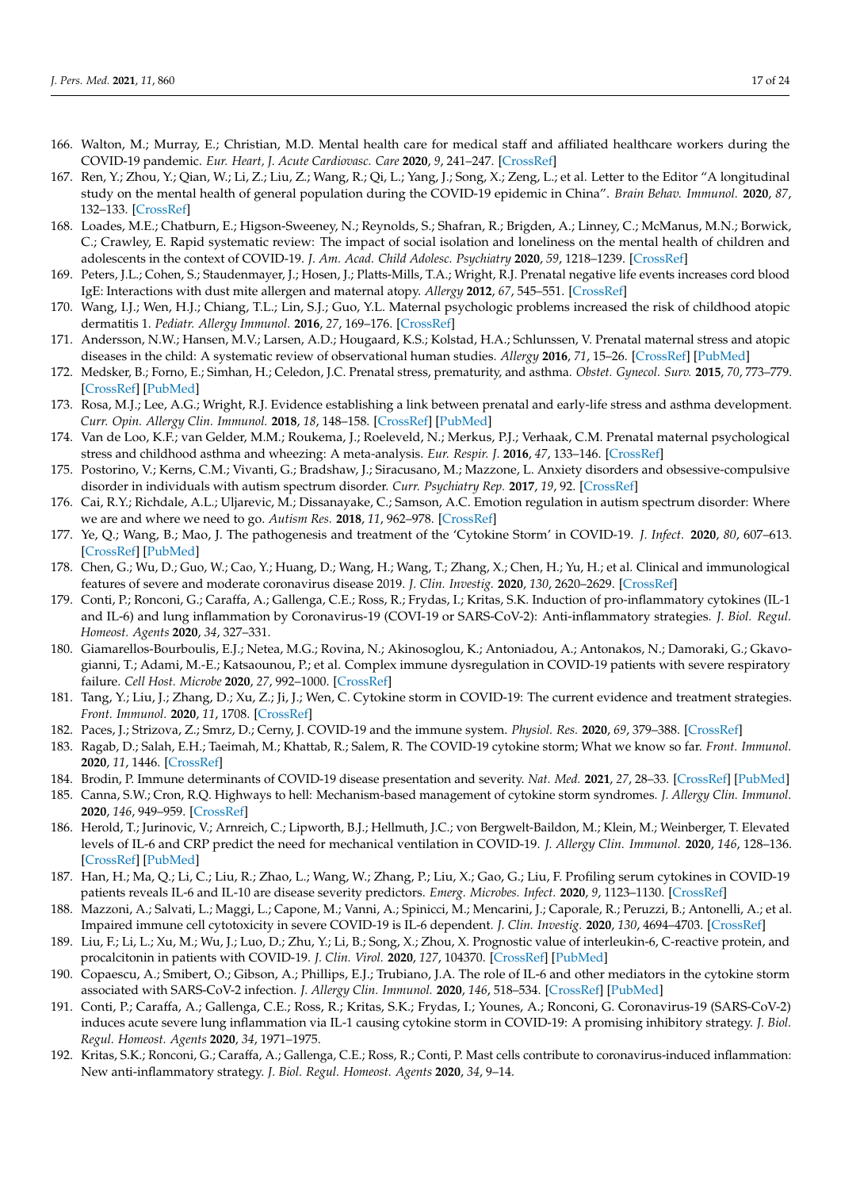166. Walton, M.; Murray, E.; Christian, M.D. Mental health care for medical staff and affiliated healthcare workers during the COVID-19 pandemic. *Eur. Heart, J. Acute Cardiovasc. Care* **2020**, *9*, 241–247. [CrossRef]
167. Ren, Y.; Zhou, Y.; Qian, W.; Li, Z.; Liu, Z.; Wang, R.; Qi, L.; Yang, J.; Song, X.; Zeng, L.; et al. Letter to the Editor "A longitudinal study on the mental health of general population during the COVID-19 epidemic in China". *Brain Behav. Immunol.* **2020**, *87*, 132–133. [CrossRef]
168. Loades, M.E.; Chatburn, E.; Higson-Sweeney, N.; Reynolds, S.; Shafran, R.; Brigden, A.; Linney, C.; McManus, M.N.; Borwick, C.; Crawley, E. Rapid systematic review: The impact of social isolation and loneliness on the mental health of children and adolescents in the context of COVID-19. *J. Am. Acad. Child Adolesc. Psychiatry* **2020**, *59*, 1218–1239. [CrossRef]
169. Peters, J.L.; Cohen, S.; Staudenmayer, J.; Hosen, J.; Platts-Mills, T.A.; Wright, R.J. Prenatal negative life events increases cord blood IgE: Interactions with dust mite allergen and maternal atopy. *Allergy* **2012**, *67*, 545–551. [CrossRef]
170. Wang, I.J.; Wen, H.J.; Chiang, T.L.; Lin, S.J.; Guo, Y.L. Maternal psychologic problems increased the risk of childhood atopic dermatitis 1. *Pediatr. Allergy Immunol.* **2016**, *27*, 169–176. [CrossRef]
171. Andersson, N.W.; Hansen, M.V.; Larsen, A.D.; Hougaard, K.S.; Kolstad, H.A.; Schlunssen, V. Prenatal maternal stress and atopic diseases in the child: A systematic review of observational human studies. *Allergy* **2016**, *71*, 15–26. [CrossRef] [PubMed]
172. Medsker, B.; Forno, E.; Simhan, H.; Celedon, J.C. Prenatal stress, prematurity, and asthma. *Obstet. Gynecol. Surv.* **2015**, *70*, 773–779. [CrossRef] [PubMed]
173. Rosa, M.J.; Lee, A.G.; Wright, R.J. Evidence establishing a link between prenatal and early-life stress and asthma development. *Curr. Opin. Allergy Clin. Immunol.* **2018**, *18*, 148–158. [CrossRef] [PubMed]
174. Van de Loo, K.F.; van Gelder, M.M.; Roukema, J.; Roeleveld, N.; Merkus, P.J.; Verhaak, C.M. Prenatal maternal psychological stress and childhood asthma and wheezing: A meta-analysis. *Eur. Respir. J.* **2016**, *47*, 133–146. [CrossRef]
175. Postorino, V.; Kerns, C.M.; Vivanti, G.; Bradshaw, J.; Siracusano, M.; Mazzone, L. Anxiety disorders and obsessive-compulsive disorder in individuals with autism spectrum disorder. *Curr. Psychiatry Rep.* **2017**, *19*, 92. [CrossRef]
176. Cai, R.Y.; Richdale, A.L.; Uljarevic, M.; Dissanayake, C.; Samson, A.C. Emotion regulation in autism spectrum disorder: Where we are and where we need to go. *Autism Res.* **2018**, *11*, 962–978. [CrossRef]
177. Ye, Q.; Wang, B.; Mao, J. The pathogenesis and treatment of the 'Cytokine Storm' in COVID-19. *J. Infect.* **2020**, *80*, 607–613. [CrossRef] [PubMed]
178. Chen, G.; Wu, D.; Guo, W.; Cao, Y.; Huang, D.; Wang, H.; Wang, T.; Zhang, X.; Chen, H.; Yu, H.; et al. Clinical and immunological features of severe and moderate coronavirus disease 2019. *J. Clin. Investig.* **2020**, *130*, 2620–2629. [CrossRef]
179. Conti, P.; Ronconi, G.; Caraffa, A.; Gallenga, C.E.; Ross, R.; Frydas, I.; Kritas, S.K. Induction of pro-inflammatory cytokines (IL-1 and IL-6) and lung inflammation by Coronavirus-19 (COVI-19 or SARS-CoV-2): Anti-inflammatory strategies. *J. Biol. Regul. Homeost. Agents* **2020**, *34*, 327–331.
180. Giamarellos-Bourboulis, E.J.; Netea, M.G.; Rovina, N.; Akinosoglou, K.; Antoniadou, A.; Antonakos, N.; Damoraki, G.; Gkavogianni, T.; Adami, M.-E.; Katsaounou, P.; et al. Complex immune dysregulation in COVID-19 patients with severe respiratory failure. *Cell Host. Microbe* **2020**, *27*, 992–1000. [CrossRef]
181. Tang, Y.; Liu, J.; Zhang, D.; Xu, Z.; Ji, J.; Wen, C. Cytokine storm in COVID-19: The current evidence and treatment strategies. *Front. Immunol.* **2020**, *11*, 1708. [CrossRef]
182. Paces, J.; Strizova, Z.; Smrz, D.; Cerny, J. COVID-19 and the immune system. *Physiol. Res.* **2020**, *69*, 379–388. [CrossRef]
183. Ragab, D.; Salah, E.H.; Taeimah, M.; Khattab, R.; Salem, R. The COVID-19 cytokine storm; What we know so far. *Front. Immunol.* **2020**, *11*, 1446. [CrossRef]
184. Brodin, P. Immune determinants of COVID-19 disease presentation and severity. *Nat. Med.* **2021**, *27*, 28–33. [CrossRef] [PubMed]
185. Canna, S.W.; Cron, R.Q. Highways to hell: Mechanism-based management of cytokine storm syndromes. *J. Allergy Clin. Immunol.* **2020**, *146*, 949–959. [CrossRef]
186. Herold, T.; Jurinovic, V.; Arnreich, C.; Lipworth, B.J.; Hellmuth, J.C.; von Bergwelt-Baildon, M.; Klein, M.; Weinberger, T. Elevated levels of IL-6 and CRP predict the need for mechanical ventilation in COVID-19. *J. Allergy Clin. Immunol.* **2020**, *146*, 128–136. [CrossRef] [PubMed]
187. Han, H.; Ma, Q.; Li, C.; Liu, R.; Zhao, L.; Wang, W.; Zhang, P.; Liu, X.; Gao, G.; Liu, F. Profiling serum cytokines in COVID-19 patients reveals IL-6 and IL-10 are disease severity predictors. *Emerg. Microbes. Infect.* **2020**, *9*, 1123–1130. [CrossRef]
188. Mazzoni, A.; Salvati, L.; Maggi, L.; Capone, M.; Vanni, A.; Spinicci, M.; Mencarini, J.; Caporale, R.; Peruzzi, B.; Antonelli, A.; et al. Impaired immune cell cytotoxicity in severe COVID-19 is IL-6 dependent. *J. Clin. Investig.* **2020**, *130*, 4694–4703. [CrossRef]
189. Liu, F.; Li, L.; Xu, M.; Wu, J.; Luo, D.; Zhu, Y.; Li, B.; Song, X.; Zhou, X. Prognostic value of interleukin-6, C-reactive protein, and procalcitonin in patients with COVID-19. *J. Clin. Virol.* **2020**, *127*, 104370. [CrossRef] [PubMed]
190. Copaescu, A.; Smibert, O.; Gibson, A.; Phillips, E.J.; Trubiano, J.A. The role of IL-6 and other mediators in the cytokine storm associated with SARS-CoV-2 infection. *J. Allergy Clin. Immunol.* **2020**, *146*, 518–534. [CrossRef] [PubMed]
191. Conti, P.; Caraffa, A.; Gallenga, C.E.; Ross, R.; Kritas, S.K.; Frydas, I.; Younes, A.; Ronconi, G. Coronavirus-19 (SARS-CoV-2) induces acute severe lung inflammation via IL-1 causing cytokine storm in COVID-19: A promising inhibitory strategy. *J. Biol. Regul. Homeost. Agents* **2020**, *34*, 1971–1975.
192. Kritas, S.K.; Ronconi, G.; Caraffa, A.; Gallenga, C.E.; Ross, R.; Conti, P. Mast cells contribute to coronavirus-induced inflammation: New anti-inflammatory strategy. *J. Biol. Regul. Homeost. Agents* **2020**, *34*, 9–14.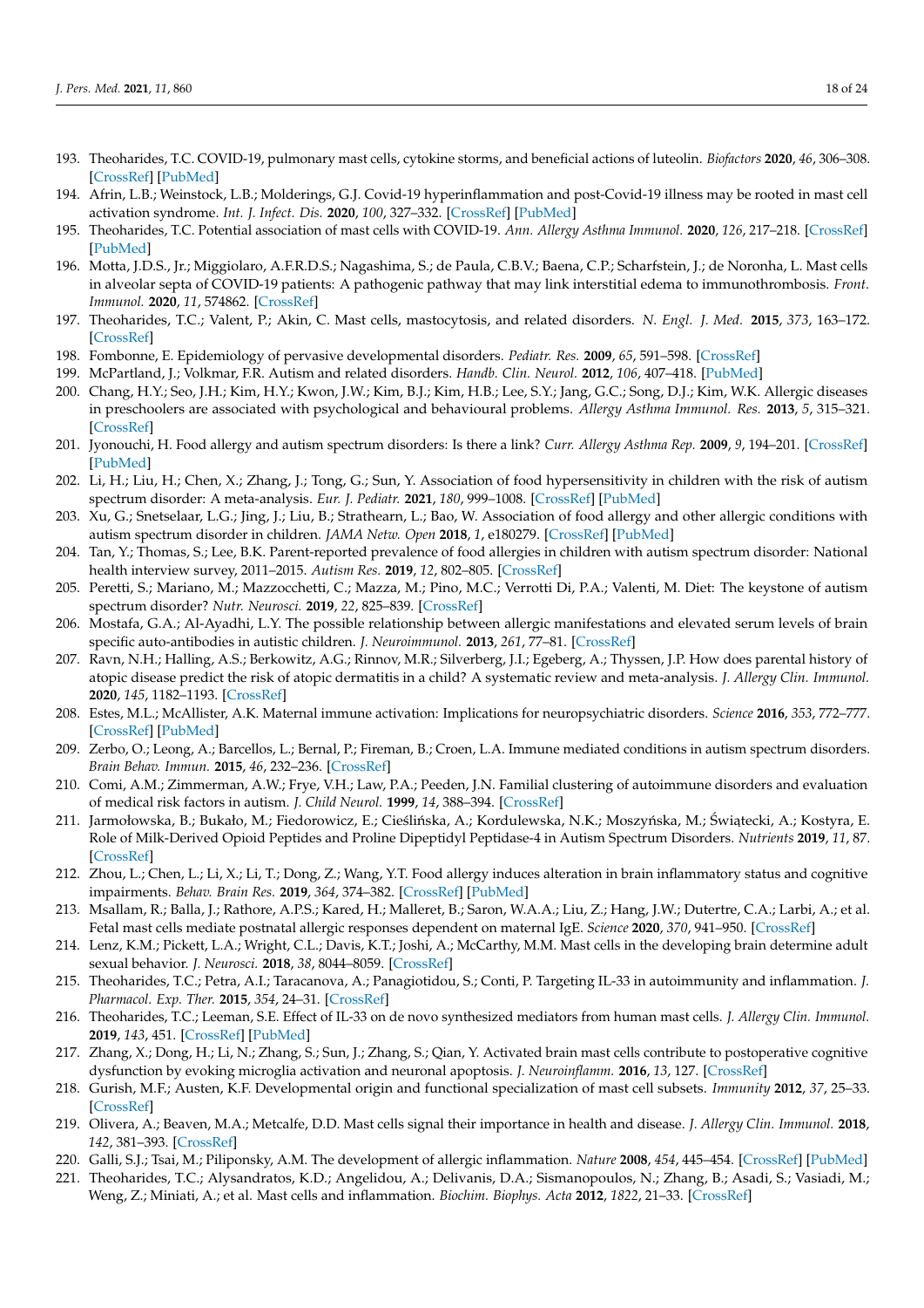193. Theoharides, T.C. COVID-19, pulmonary mast cells, cytokine storms, and beneficial actions of luteolin. *Biofactors* **2020**, *46*, 306–308. [CrossRef] [PubMed]
194. Afrin, L.B.; Weinstock, L.B.; Molderings, G.J. Covid-19 hyperinflammation and post-Covid-19 illness may be rooted in mast cell activation syndrome. *Int. J. Infect. Dis.* **2020**, *100*, 327–332. [CrossRef] [PubMed]
195. Theoharides, T.C. Potential association of mast cells with COVID-19. *Ann. Allergy Asthma Immunol.* **2020**, *126*, 217–218. [CrossRef] [PubMed]
196. Motta, J.D.S., Jr.; Miggiolaro, A.F.R.D.S.; Nagashima, S.; de Paula, C.B.V.; Baena, C.P.; Scharfstein, J.; de Noronha, L. Mast cells in alveolar septa of COVID-19 patients: A pathogenic pathway that may link interstitial edema to immunothrombosis. *Front. Immunol.* **2020**, *11*, 574862. [CrossRef]
197. Theoharides, T.C.; Valent, P.; Akin, C. Mast cells, mastocytosis, and related disorders. *N. Engl. J. Med.* **2015**, *373*, 163–172. [CrossRef]
198. Fombonne, E. Epidemiology of pervasive developmental disorders. *Pediatr. Res.* **2009**, *65*, 591–598. [CrossRef]
199. McPartland, J.; Volkmar, F.R. Autism and related disorders. *Handb. Clin. Neurol.* **2012**, *106*, 407–418. [PubMed]
200. Chang, H.Y.; Seo, J.H.; Kim, H.Y.; Kwon, J.W.; Kim, B.J.; Kim, H.B.; Lee, S.Y.; Jang, G.C.; Song, D.J.; Kim, W.K. Allergic diseases in preschoolers are associated with psychological and behavioural problems. *Allergy Asthma Immunol. Res.* **2013**, *5*, 315–321. [CrossRef]
201. Jyonouchi, H. Food allergy and autism spectrum disorders: Is there a link? *Curr. Allergy Asthma Rep.* **2009**, *9*, 194–201. [CrossRef] [PubMed]
202. Li, H.; Liu, H.; Chen, X.; Zhang, J.; Tong, G.; Sun, Y. Association of food hypersensitivity in children with the risk of autism spectrum disorder: A meta-analysis. *Eur. J. Pediatr.* **2021**, *180*, 999–1008. [CrossRef] [PubMed]
203. Xu, G.; Snetselaar, L.G.; Jing, J.; Liu, B.; Strathearn, L.; Bao, W. Association of food allergy and other allergic conditions with autism spectrum disorder in children. *JAMA Netw. Open* **2018**, *1*, e180279. [CrossRef] [PubMed]
204. Tan, Y.; Thomas, S.; Lee, B.K. Parent-reported prevalence of food allergies in children with autism spectrum disorder: National health interview survey, 2011–2015. *Autism Res.* **2019**, *12*, 802–805. [CrossRef]
205. Peretti, S.; Mariano, M.; Mazzocchetti, C.; Mazza, M.; Pino, M.C.; Verrotti Di, P.A.; Valenti, M. Diet: The keystone of autism spectrum disorder? *Nutr. Neurosci.* **2019**, *22*, 825–839. [CrossRef]
206. Mostafa, G.A.; Al-Ayadhi, L.Y. The possible relationship between allergic manifestations and elevated serum levels of brain specific auto-antibodies in autistic children. *J. Neuroimmunol.* **2013**, *261*, 77–81. [CrossRef]
207. Ravn, N.H.; Halling, A.S.; Berkowitz, A.G.; Rinnov, M.R.; Silverberg, J.I.; Egeberg, A.; Thyssen, J.P. How does parental history of atopic disease predict the risk of atopic dermatitis in a child? A systematic review and meta-analysis. *J. Allergy Clin. Immunol.* **2020**, *145*, 1182–1193. [CrossRef]
208. Estes, M.L.; McAllister, A.K. Maternal immune activation: Implications for neuropsychiatric disorders. *Science* **2016**, *353*, 772–777. [CrossRef] [PubMed]
209. Zerbo, O.; Leong, A.; Barcellos, L.; Bernal, P.; Fireman, B.; Croen, L.A. Immune mediated conditions in autism spectrum disorders. *Brain Behav. Immun.* **2015**, *46*, 232–236. [CrossRef]
210. Comi, A.M.; Zimmerman, A.W.; Frye, V.H.; Law, P.A.; Peeden, J.N. Familial clustering of autoimmune disorders and evaluation of medical risk factors in autism. *J. Child Neurol.* **1999**, *14*, 388–394. [CrossRef]
211. Jarmołowska, B.; Bukało, M.; Fiedorowicz, E.; Cieślińska, A.; Kordulewska, N.K.; Moszyńska, M.; Świątecki, A.; Kostyra, E. Role of Milk-Derived Opioid Peptides and Proline Dipeptidyl Peptidase-4 in Autism Spectrum Disorders. *Nutrients* **2019**, *11*, 87. [CrossRef]
212. Zhou, L.; Chen, L.; Li, X.; Li, T.; Dong, Z.; Wang, Y.T. Food allergy induces alteration in brain inflammatory status and cognitive impairments. *Behav. Brain Res.* **2019**, *364*, 374–382. [CrossRef] [PubMed]
213. Msallam, R.; Balla, J.; Rathore, A.P.S.; Kared, H.; Malleret, B.; Saron, W.A.A.; Liu, Z.; Hang, J.W.; Dutertre, C.A.; Larbi, A.; et al. Fetal mast cells mediate postnatal allergic responses dependent on maternal IgE. *Science* **2020**, *370*, 941–950. [CrossRef]
214. Lenz, K.M.; Pickett, L.A.; Wright, C.L.; Davis, K.T.; Joshi, A.; McCarthy, M.M. Mast cells in the developing brain determine adult sexual behavior. *J. Neurosci.* **2018**, *38*, 8044–8059. [CrossRef]
215. Theoharides, T.C.; Petra, A.I.; Taracanova, A.; Panagiotidou, S.; Conti, P. Targeting IL-33 in autoimmunity and inflammation. *J. Pharmacol. Exp. Ther.* **2015**, *354*, 24–31. [CrossRef]
216. Theoharides, T.C.; Leeman, S.E. Effect of IL-33 on de novo synthesized mediators from human mast cells. *J. Allergy Clin. Immunol.* **2019**, *143*, 451. [CrossRef] [PubMed]
217. Zhang, X.; Dong, H.; Li, N.; Zhang, S.; Sun, J.; Zhang, S.; Qian, Y. Activated brain mast cells contribute to postoperative cognitive dysfunction by evoking microglia activation and neuronal apoptosis. *J. Neuroinflamm.* **2016**, *13*, 127. [CrossRef]
218. Gurish, M.F.; Austen, K.F. Developmental origin and functional specialization of mast cell subsets. *Immunity* **2012**, *37*, 25–33. [CrossRef]
219. Olivera, A.; Beaven, M.A.; Metcalfe, D.D. Mast cells signal their importance in health and disease. *J. Allergy Clin. Immunol.* **2018**, *142*, 381–393. [CrossRef]
220. Galli, S.J.; Tsai, M.; Piliponsky, A.M. The development of allergic inflammation. *Nature* **2008**, *454*, 445–454. [CrossRef] [PubMed]
221. Theoharides, T.C.; Alysandratos, K.D.; Angelidou, A.; Delivanis, D.A.; Sismanopoulos, N.; Zhang, B.; Asadi, S.; Vasiadi, M.; Weng, Z.; Miniati, A.; et al. Mast cells and inflammation. *Biochim. Biophys. Acta* **2012**, *1822*, 21–33. [CrossRef]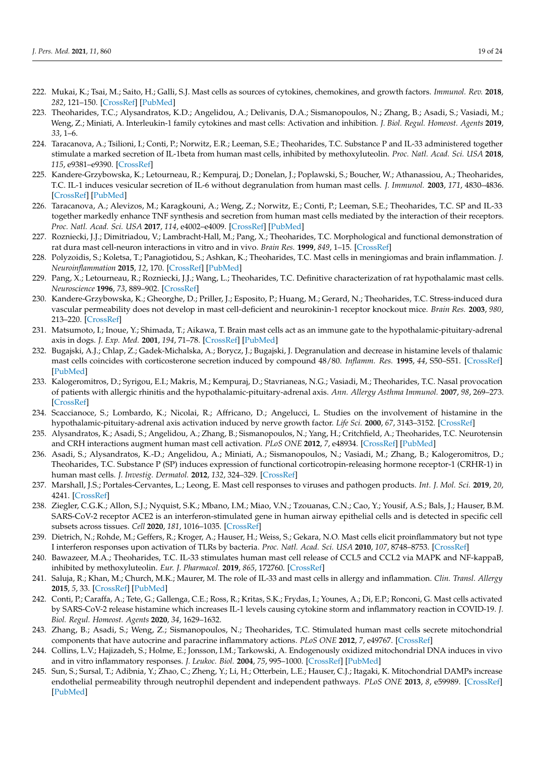222. Mukai, K.; Tsai, M.; Saito, H.; Galli, S.J. Mast cells as sources of cytokines, chemokines, and growth factors. *Immunol. Rev.* **2018**, *282*, 121–150. [CrossRef] [PubMed]
223. Theoharides, T.C.; Alysandratos, K.D.; Angelidou, A.; Delivanis, D.A.; Sismanopoulos, N.; Zhang, B.; Asadi, S.; Vasiadi, M.; Weng, Z.; Miniati, A. Interleukin-1 family cytokines and mast cells: Activation and inhibition. *J. Biol. Regul. Homeost. Agents* **2019**, *33*, 1–6.
224. Taracanova, A.; Tsilioni, I.; Conti, P.; Norwitz, E.R.; Leeman, S.E.; Theoharides, T.C. Substance P and IL-33 administered together stimulate a marked secretion of IL-1beta from human mast cells, inhibited by methoxyluteolin. *Proc. Natl. Acad. Sci. USA* **2018**, *115*, e9381–e9390. [CrossRef]
225. Kandere-Grzybowska, K.; Letourneau, R.; Kempuraj, D.; Donelan, J.; Poplawski, S.; Boucher, W.; Athanassiou, A.; Theoharides, T.C. IL-1 induces vesicular secretion of IL-6 without degranulation from human mast cells. *J. Immunol.* **2003**, *171*, 4830–4836. [CrossRef] [PubMed]
226. Taracanova, A.; Alevizos, M.; Karagkouni, A.; Weng, Z.; Norwitz, E.; Conti, P.; Leeman, S.E.; Theoharides, T.C. SP and IL-33 together markedly enhance TNF synthesis and secretion from human mast cells mediated by the interaction of their receptors. *Proc. Natl. Acad. Sci. USA* **2017**, *114*, e4002–e4009. [CrossRef] [PubMed]
227. Rozniecki, J.J.; Dimitriadou, V.; Lambracht-Hall, M.; Pang, X.; Theoharides, T.C. Morphological and functional demonstration of rat dura mast cell-neuron interactions in vitro and in vivo. *Brain Res.* **1999**, *849*, 1–15. [CrossRef]
228. Polyzoidis, S.; Koletsa, T.; Panagiotidou, S.; Ashkan, K.; Theoharides, T.C. Mast cells in meningiomas and brain inflammation. *J. Neuroinflammation* **2015**, *12*, 170. [CrossRef] [PubMed]
229. Pang, X.; Letourneau, R.; Rozniecki, J.J.; Wang, L.; Theoharides, T.C. Definitive characterization of rat hypothalamic mast cells. *Neuroscience* **1996**, *73*, 889–902. [CrossRef]
230. Kandere-Grzybowska, K.; Gheorghe, D.; Priller, J.; Esposito, P.; Huang, M.; Gerard, N.; Theoharides, T.C. Stress-induced dura vascular permeability does not develop in mast cell-deficient and neurokinin-1 receptor knockout mice. *Brain Res.* **2003**, *980*, 213–220. [CrossRef]
231. Matsumoto, I.; Inoue, Y.; Shimada, T.; Aikawa, T. Brain mast cells act as an immune gate to the hypothalamic-pituitary-adrenal axis in dogs. *J. Exp. Med.* **2001**, *194*, 71–78. [CrossRef] [PubMed]
232. Bugajski, A.J.; Chlap, Z.; Gadek-Michalska, A.; Borycz, J.; Bugajski, J. Degranulation and decrease in histamine levels of thalamic mast cells coincides with corticosterone secretion induced by compound 48/80. *Inflamm. Res.* **1995**, *44*, S50–S51. [CrossRef] [PubMed]
233. Kalogeromitros, D.; Syrigou, E.I.; Makris, M.; Kempuraj, D.; Stavrianeas, N.G.; Vasiadi, M.; Theoharides, T.C. Nasal provocation of patients with allergic rhinitis and the hypothalamic-pituitary-adrenal axis. *Ann. Allergy Asthma Immunol.* **2007**, *98*, 269–273. [CrossRef]
234. Scaccianoce, S.; Lombardo, K.; Nicolai, R.; Affricano, D.; Angelucci, L. Studies on the involvement of histamine in the hypothalamic-pituitary-adrenal axis activation induced by nerve growth factor. *Life Sci.* **2000**, *67*, 3143–3152. [CrossRef]
235. Alysandratos, K.; Asadi, S.; Angelidou, A.; Zhang, B.; Sismanopoulos, N.; Yang, H.; Critchfield, A.; Theoharides, T.C. Neurotensin and CRH interactions augment human mast cell activation. *PLoS ONE* **2012**, *7*, e48934. [CrossRef] [PubMed]
236. Asadi, S.; Alysandratos, K.-D.; Angelidou, A.; Miniati, A.; Sismanopoulos, N.; Vasiadi, M.; Zhang, B.; Kalogeromitros, D.; Theoharides, T.C. Substance P (SP) induces expression of functional corticotropin-releasing hormone receptor-1 (CRHR-1) in human mast cells. *J. Investig. Dermatol.* **2012**, *132*, 324–329. [CrossRef]
237. Marshall, J.S.; Portales-Cervantes, L.; Leong, E. Mast cell responses to viruses and pathogen products. *Int. J. Mol. Sci.* **2019**, *20*, 4241. [CrossRef]
238. Ziegler, C.G.K.; Allon, S.J.; Nyquist, S.K.; Mbano, I.M.; Miao, V.N.; Tzouanas, C.N.; Cao, Y.; Yousif, A.S.; Bals, J.; Hauser, B.M. SARS-CoV-2 receptor ACE2 is an interferon-stimulated gene in human airway epithelial cells and is detected in specific cell subsets across tissues. *Cell* **2020**, *181*, 1016–1035. [CrossRef]
239. Dietrich, N.; Rohde, M.; Geffers, R.; Kroger, A.; Hauser, H.; Weiss, S.; Gekara, N.O. Mast cells elicit proinflammatory but not type I interferon responses upon activation of TLRs by bacteria. *Proc. Natl. Acad. Sci. USA* **2010**, *107*, 8748–8753. [CrossRef]
240. Bawazeer, M.A.; Theoharides, T.C. IL-33 stimulates human mast cell release of CCL5 and CCL2 via MAPK and NF-kappaB, inhibited by methoxyluteolin. *Eur. J. Pharmacol.* **2019**, *865*, 172760. [CrossRef]
241. Saluja, R.; Khan, M.; Church, M.K.; Maurer, M. The role of IL-33 and mast cells in allergy and inflammation. *Clin. Transl. Allergy* **2015**, *5*, 33. [CrossRef] [PubMed]
242. Conti, P.; Caraffa, A.; Tete, G.; Gallenga, C.E.; Ross, R.; Kritas, S.K.; Frydas, I.; Younes, A.; Di, E.P.; Ronconi, G. Mast cells activated by SARS-CoV-2 release histamine which increases IL-1 levels causing cytokine storm and inflammatory reaction in COVID-19. *J. Biol. Regul. Homeost. Agents* **2020**, *34*, 1629–1632.
243. Zhang, B.; Asadi, S.; Weng, Z.; Sismanopoulos, N.; Theoharides, T.C. Stimulated human mast cells secrete mitochondrial components that have autocrine and paracrine inflammatory actions. *PLoS ONE* **2012**, *7*, e49767. [CrossRef]
244. Collins, L.V.; Hajizadeh, S.; Holme, E.; Jonsson, I.M.; Tarkowski, A. Endogenously oxidized mitochondrial DNA induces in vivo and in vitro inflammatory responses. *J. Leukoc. Biol.* **2004**, *75*, 995–1000. [CrossRef] [PubMed]
245. Sun, S.; Sursal, T.; Adibnia, Y.; Zhao, C.; Zheng, Y.; Li, H.; Otterbein, L.E.; Hauser, C.J.; Itagaki, K. Mitochondrial DAMPs increase endothelial permeability through neutrophil dependent and independent pathways. *PLoS ONE* **2013**, *8*, e59989. [CrossRef] [PubMed]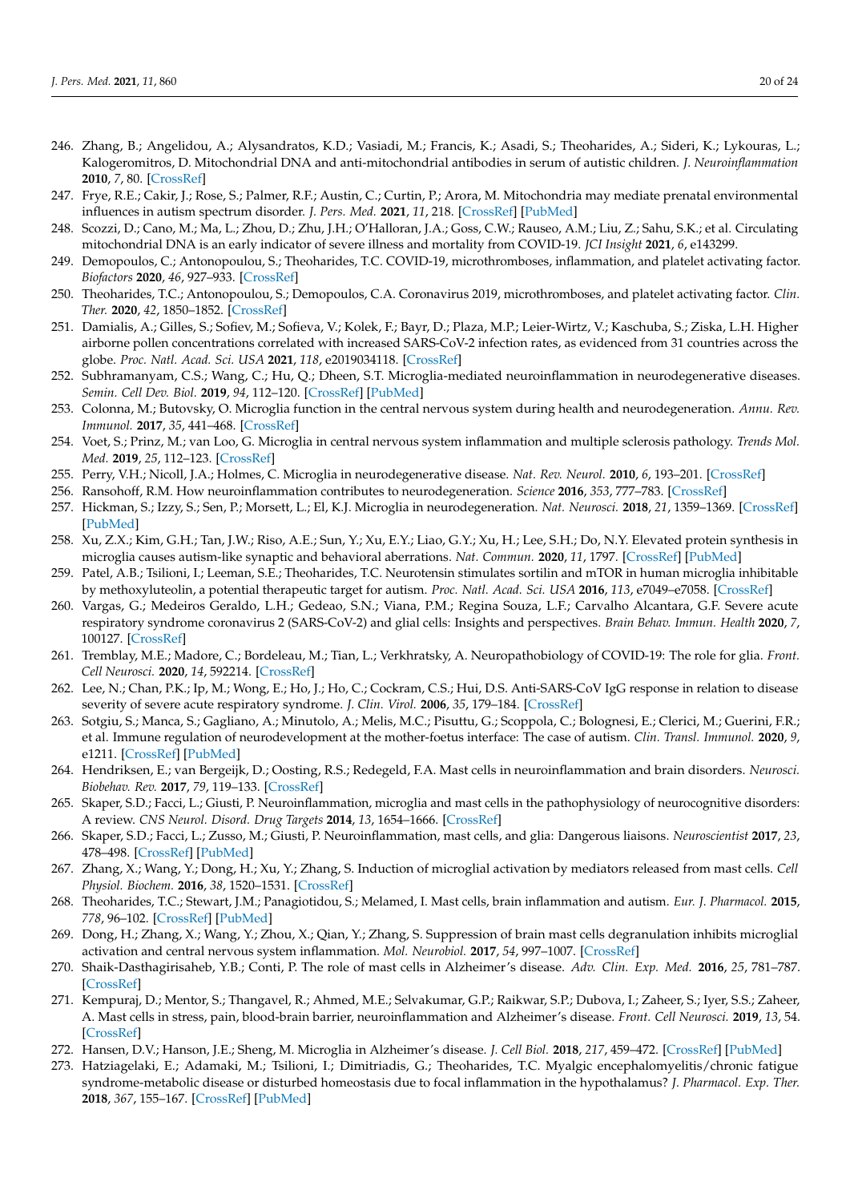246. Zhang, B.; Angelidou, A.; Alysandratos, K.D.; Vasiadi, M.; Francis, K.; Asadi, S.; Theoharides, A.; Sideri, K.; Lykouras, L.; Kalogeromitros, D. Mitochondrial DNA and anti-mitochondrial antibodies in serum of autistic children. *J. Neuroinflammation* **2010**, *7*, 80. [CrossRef]
247. Frye, R.E.; Cakir, J.; Rose, S.; Palmer, R.F.; Austin, C.; Curtin, P.; Arora, M. Mitochondria may mediate prenatal environmental influences in autism spectrum disorder. *J. Pers. Med.* **2021**, *11*, 218. [CrossRef] [PubMed]
248. Scozzi, D.; Cano, M.; Ma, L.; Zhou, D.; Zhu, J.H.; O'Halloran, J.A.; Goss, C.W.; Rauseo, A.M.; Liu, Z.; Sahu, S.K.; et al. Circulating mitochondrial DNA is an early indicator of severe illness and mortality from COVID-19. *JCI Insight* **2021**, *6*, e143299.
249. Demopoulos, C.; Antonopoulou, S.; Theoharides, T.C. COVID-19, microthromboses, inflammation, and platelet activating factor. *Biofactors* **2020**, *46*, 927–933. [CrossRef]
250. Theoharides, T.C.; Antonopoulou, S.; Demopoulos, C.A. Coronavirus 2019, microthromboses, and platelet activating factor. *Clin. Ther.* **2020**, *42*, 1850–1852. [CrossRef]
251. Damialis, A.; Gilles, S.; Sofiev, M.; Sofieva, V.; Kolek, F.; Bayr, D.; Plaza, M.P.; Leier-Wirtz, V.; Kaschuba, S.; Ziska, L.H. Higher airborne pollen concentrations correlated with increased SARS-CoV-2 infection rates, as evidenced from 31 countries across the globe. *Proc. Natl. Acad. Sci. USA* **2021**, *118*, e2019034118. [CrossRef]
252. Subhramanyam, C.S.; Wang, C.; Hu, Q.; Dheen, S.T. Microglia-mediated neuroinflammation in neurodegenerative diseases. *Semin. Cell Dev. Biol.* **2019**, *94*, 112–120. [CrossRef] [PubMed]
253. Colonna, M.; Butovsky, O. Microglia function in the central nervous system during health and neurodegeneration. *Annu. Rev. Immunol.* **2017**, *35*, 441–468. [CrossRef]
254. Voet, S.; Prinz, M.; van Loo, G. Microglia in central nervous system inflammation and multiple sclerosis pathology. *Trends Mol. Med.* **2019**, *25*, 112–123. [CrossRef]
255. Perry, V.H.; Nicoll, J.A.; Holmes, C. Microglia in neurodegenerative disease. *Nat. Rev. Neurol.* **2010**, *6*, 193–201. [CrossRef]
256. Ransohoff, R.M. How neuroinflammation contributes to neurodegeneration. *Science* **2016**, *353*, 777–783. [CrossRef]
257. Hickman, S.; Izzy, S.; Sen, P.; Morsett, L.; El, K.J. Microglia in neurodegeneration. *Nat. Neurosci.* **2018**, *21*, 1359–1369. [CrossRef] [PubMed]
258. Xu, Z.X.; Kim, G.H.; Tan, J.W.; Riso, A.E.; Sun, Y.; Xu, E.Y.; Liao, G.Y.; Xu, H.; Lee, S.H.; Do, N.Y. Elevated protein synthesis in microglia causes autism-like synaptic and behavioral aberrations. *Nat. Commun.* **2020**, *11*, 1797. [CrossRef] [PubMed]
259. Patel, A.B.; Tsilioni, I.; Leeman, S.E.; Theoharides, T.C. Neurotensin stimulates sortilin and mTOR in human microglia inhibitable by methoxyluteolin, a potential therapeutic target for autism. *Proc. Natl. Acad. Sci. USA* **2016**, *113*, e7049–e7058. [CrossRef]
260. Vargas, G.; Medeiros Geraldo, L.H.; Gedeao, S.N.; Viana, P.M.; Regina Souza, L.F.; Carvalho Alcantara, G.F. Severe acute respiratory syndrome coronavirus 2 (SARS-CoV-2) and glial cells: Insights and perspectives. *Brain Behav. Immun. Health* **2020**, *7*, 100127. [CrossRef]
261. Tremblay, M.E.; Madore, C.; Bordeleau, M.; Tian, L.; Verkhratsky, A. Neuropathobiology of COVID-19: The role for glia. *Front. Cell Neurosci.* **2020**, *14*, 592214. [CrossRef]
262. Lee, N.; Chan, P.K.; Ip, M.; Wong, E.; Ho, J.; Ho, C.; Cockram, C.S.; Hui, D.S. Anti-SARS-CoV IgG response in relation to disease severity of severe acute respiratory syndrome. *J. Clin. Virol.* **2006**, *35*, 179–184. [CrossRef]
263. Sotgiu, S.; Manca, S.; Gagliano, A.; Minutolo, A.; Melis, M.C.; Pisuttu, G.; Scoppola, C.; Bolognesi, E.; Clerici, M.; Guerini, F.R.; et al. Immune regulation of neurodevelopment at the mother-foetus interface: The case of autism. *Clin. Transl. Immunol.* **2020**, *9*, e1211. [CrossRef] [PubMed]
264. Hendriksen, E.; van Bergeijk, D.; Oosting, R.S.; Redegeld, F.A. Mast cells in neuroinflammation and brain disorders. *Neurosci. Biobehav. Rev.* **2017**, *79*, 119–133. [CrossRef]
265. Skaper, S.D.; Facci, L.; Giusti, P. Neuroinflammation, microglia and mast cells in the pathophysiology of neurocognitive disorders: A review. *CNS Neurol. Disord. Drug Targets* **2014**, *13*, 1654–1666. [CrossRef]
266. Skaper, S.D.; Facci, L.; Zusso, M.; Giusti, P. Neuroinflammation, mast cells, and glia: Dangerous liaisons. *Neuroscientist* **2017**, *23*, 478–498. [CrossRef] [PubMed]
267. Zhang, X.; Wang, Y.; Dong, H.; Xu, Y.; Zhang, S. Induction of microglial activation by mediators released from mast cells. *Cell Physiol. Biochem.* **2016**, *38*, 1520–1531. [CrossRef]
268. Theoharides, T.C.; Stewart, J.M.; Panagiotidou, S.; Melamed, I. Mast cells, brain inflammation and autism. *Eur. J. Pharmacol.* **2015**, *778*, 96–102. [CrossRef] [PubMed]
269. Dong, H.; Zhang, X.; Wang, Y.; Zhou, X.; Qian, Y.; Zhang, S. Suppression of brain mast cells degranulation inhibits microglial activation and central nervous system inflammation. *Mol. Neurobiol.* **2017**, *54*, 997–1007. [CrossRef]
270. Shaik-Dasthagirisaheb, Y.B.; Conti, P. The role of mast cells in Alzheimer's disease. *Adv. Clin. Exp. Med.* **2016**, *25*, 781–787. [CrossRef]
271. Kempuraj, D.; Mentor, S.; Thangavel, R.; Ahmed, M.E.; Selvakumar, G.P.; Raikwar, S.P.; Dubova, I.; Zaheer, S.; Iyer, S.S.; Zaheer, A. Mast cells in stress, pain, blood-brain barrier, neuroinflammation and Alzheimer's disease. *Front. Cell Neurosci.* **2019**, *13*, 54. [CrossRef]
272. Hansen, D.V.; Hanson, J.E.; Sheng, M. Microglia in Alzheimer's disease. *J. Cell Biol.* **2018**, *217*, 459–472. [CrossRef] [PubMed]
273. Hatziagelaki, E.; Adamaki, M.; Tsilioni, I.; Dimitriadis, G.; Theoharides, T.C. Myalgic encephalomyelitis/chronic fatigue syndrome-metabolic disease or disturbed homeostasis due to focal inflammation in the hypothalamus? *J. Pharmacol. Exp. Ther.* **2018**, *367*, 155–167. [CrossRef] [PubMed]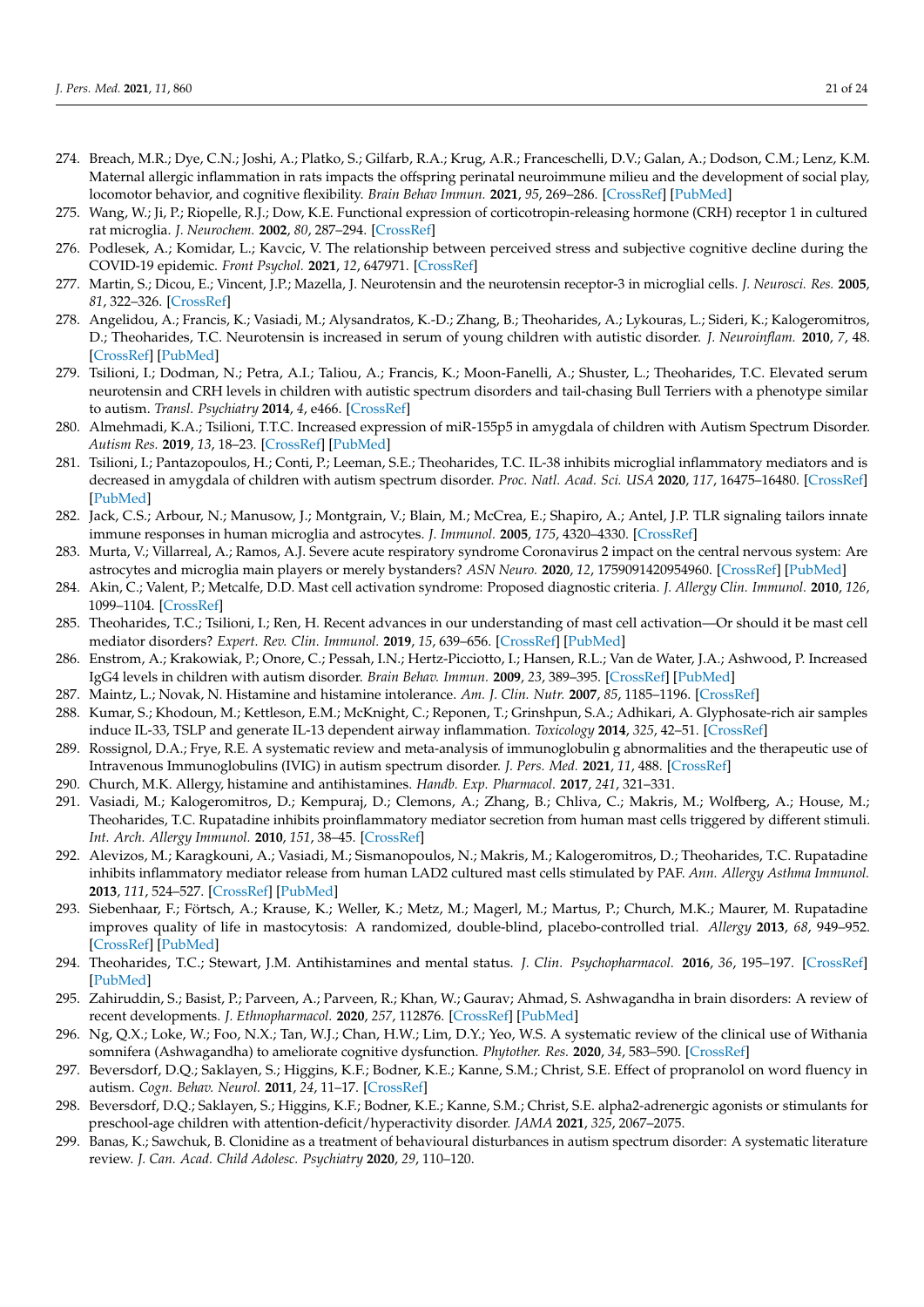274. Breach, M.R.; Dye, C.N.; Joshi, A.; Platko, S.; Gilfarb, R.A.; Krug, A.R.; Franceschelli, D.V.; Galan, A.; Dodson, C.M.; Lenz, K.M. Maternal allergic inflammation in rats impacts the offspring perinatal neuroimmune milieu and the development of social play, locomotor behavior, and cognitive flexibility. *Brain Behav Immun.* **2021**, *95*, 269–286. [CrossRef] [PubMed]
275. Wang, W.; Ji, P.; Riopelle, R.J.; Dow, K.E. Functional expression of corticotropin-releasing hormone (CRH) receptor 1 in cultured rat microglia. *J. Neurochem.* **2002**, *80*, 287–294. [CrossRef]
276. Podlesek, A.; Komidar, L.; Kavcic, V. The relationship between perceived stress and subjective cognitive decline during the COVID-19 epidemic. *Front Psychol.* **2021**, *12*, 647971. [CrossRef]
277. Martin, S.; Dicou, E.; Vincent, J.P.; Mazella, J. Neurotensin and the neurotensin receptor-3 in microglial cells. *J. Neurosci. Res.* **2005**, *81*, 322–326. [CrossRef]
278. Angelidou, A.; Francis, K.; Vasiadi, M.; Alysandratos, K.-D.; Zhang, B.; Theoharides, A.; Lykouras, L.; Sideri, K.; Kalogeromitros, D.; Theoharides, T.C. Neurotensin is increased in serum of young children with autistic disorder. *J. Neuroinflam.* **2010**, *7*, 48. [CrossRef] [PubMed]
279. Tsilioni, I.; Dodman, N.; Petra, A.I.; Taliou, A.; Francis, K.; Moon-Fanelli, A.; Shuster, L.; Theoharides, T.C. Elevated serum neurotensin and CRH levels in children with autistic spectrum disorders and tail-chasing Bull Terriers with a phenotype similar to autism. *Transl. Psychiatry* **2014**, *4*, e466. [CrossRef]
280. Almehmadi, K.A.; Tsilioni, T.T.C. Increased expression of miR-155p5 in amygdala of children with Autism Spectrum Disorder. *Autism Res.* **2019**, *13*, 18–23. [CrossRef] [PubMed]
281. Tsilioni, I.; Pantazopoulos, H.; Conti, P.; Leeman, S.E.; Theoharides, T.C. IL-38 inhibits microglial inflammatory mediators and is decreased in amygdala of children with autism spectrum disorder. *Proc. Natl. Acad. Sci. USA* **2020**, *117*, 16475–16480. [CrossRef] [PubMed]
282. Jack, C.S.; Arbour, N.; Manusow, J.; Montgrain, V.; Blain, M.; McCrea, E.; Shapiro, A.; Antel, J.P. TLR signaling tailors innate immune responses in human microglia and astrocytes. *J. Immunol.* **2005**, *175*, 4320–4330. [CrossRef]
283. Murta, V.; Villarreal, A.; Ramos, A.J. Severe acute respiratory syndrome Coronavirus 2 impact on the central nervous system: Are astrocytes and microglia main players or merely bystanders? *ASN Neuro.* **2020**, *12*, 1759091420954960. [CrossRef] [PubMed]
284. Akin, C.; Valent, P.; Metcalfe, D.D. Mast cell activation syndrome: Proposed diagnostic criteria. *J. Allergy Clin. Immunol.* **2010**, *126*, 1099–1104. [CrossRef]
285. Theoharides, T.C.; Tsilioni, I.; Ren, H. Recent advances in our understanding of mast cell activation—Or should it be mast cell mediator disorders? *Expert. Rev. Clin. Immunol.* **2019**, *15*, 639–656. [CrossRef] [PubMed]
286. Enstrom, A.; Krakowiak, P.; Onore, C.; Pessah, I.N.; Hertz-Picciotto, I.; Hansen, R.L.; Van de Water, J.A.; Ashwood, P. Increased IgG4 levels in children with autism disorder. *Brain Behav. Immun.* **2009**, *23*, 389–395. [CrossRef] [PubMed]
287. Maintz, L.; Novak, N. Histamine and histamine intolerance. *Am. J. Clin. Nutr.* **2007**, *85*, 1185–1196. [CrossRef]
288. Kumar, S.; Khodoun, M.; Kettleson, E.M.; McKnight, C.; Reponen, T.; Grinshpun, S.A.; Adhikari, A. Glyphosate-rich air samples induce IL-33, TSLP and generate IL-13 dependent airway inflammation. *Toxicology* **2014**, *325*, 42–51. [CrossRef]
289. Rossignol, D.A.; Frye, R.E. A systematic review and meta-analysis of immunoglobulin g abnormalities and the therapeutic use of Intravenous Immunoglobulins (IVIG) in autism spectrum disorder. *J. Pers. Med.* **2021**, *11*, 488. [CrossRef]
290. Church, M.K. Allergy, histamine and antihistamines. *Handb. Exp. Pharmacol.* **2017**, *241*, 321–331.
291. Vasiadi, M.; Kalogeromitros, D.; Kempuraj, D.; Clemons, A.; Zhang, B.; Chliva, C.; Makris, M.; Wolfberg, A.; House, M.; Theoharides, T.C. Rupatadine inhibits proinflammatory mediator secretion from human mast cells triggered by different stimuli. *Int. Arch. Allergy Immunol.* **2010**, *151*, 38–45. [CrossRef]
292. Alevizos, M.; Karagkouni, A.; Vasiadi, M.; Sismanopoulos, N.; Makris, M.; Kalogeromitros, D.; Theoharides, T.C. Rupatadine inhibits inflammatory mediator release from human LAD2 cultured mast cells stimulated by PAF. *Ann. Allergy Asthma Immunol.* **2013**, *111*, 524–527. [CrossRef] [PubMed]
293. Siebenhaar, F.; Förtsch, A.; Krause, K.; Weller, K.; Metz, M.; Magerl, M.; Martus, P.; Church, M.K.; Maurer, M. Rupatadine improves quality of life in mastocytosis: A randomized, double-blind, placebo-controlled trial. *Allergy* **2013**, *68*, 949–952. [CrossRef] [PubMed]
294. Theoharides, T.C.; Stewart, J.M. Antihistamines and mental status. *J. Clin. Psychopharmacol.* **2016**, *36*, 195–197. [CrossRef] [PubMed]
295. Zahiruddin, S.; Basist, P.; Parveen, A.; Parveen, R.; Khan, W.; Gaurav; Ahmad, S. Ashwagandha in brain disorders: A review of recent developments. *J. Ethnopharmacol.* **2020**, *257*, 112876. [CrossRef] [PubMed]
296. Ng, Q.X.; Loke, W.; Foo, N.X.; Tan, W.J.; Chan, H.W.; Lim, D.Y.; Yeo, W.S. A systematic review of the clinical use of Withania somnifera (Ashwagandha) to ameliorate cognitive dysfunction. *Phytother. Res.* **2020**, *34*, 583–590. [CrossRef]
297. Beversdorf, D.Q.; Saklayen, S.; Higgins, K.F.; Bodner, K.E.; Kanne, S.M.; Christ, S.E. Effect of propranolol on word fluency in autism. *Cogn. Behav. Neurol.* **2011**, *24*, 11–17. [CrossRef]
298. Beversdorf, D.Q.; Saklayen, S.; Higgins, K.F.; Bodner, K.E.; Kanne, S.M.; Christ, S.E. alpha2-adrenergic agonists or stimulants for preschool-age children with attention-deficit/hyperactivity disorder. *JAMA* **2021**, *325*, 2067–2075.
299. Banas, K.; Sawchuk, B. Clonidine as a treatment of behavioural disturbances in autism spectrum disorder: A systematic literature review. *J. Can. Acad. Child Adolesc. Psychiatry* **2020**, *29*, 110–120.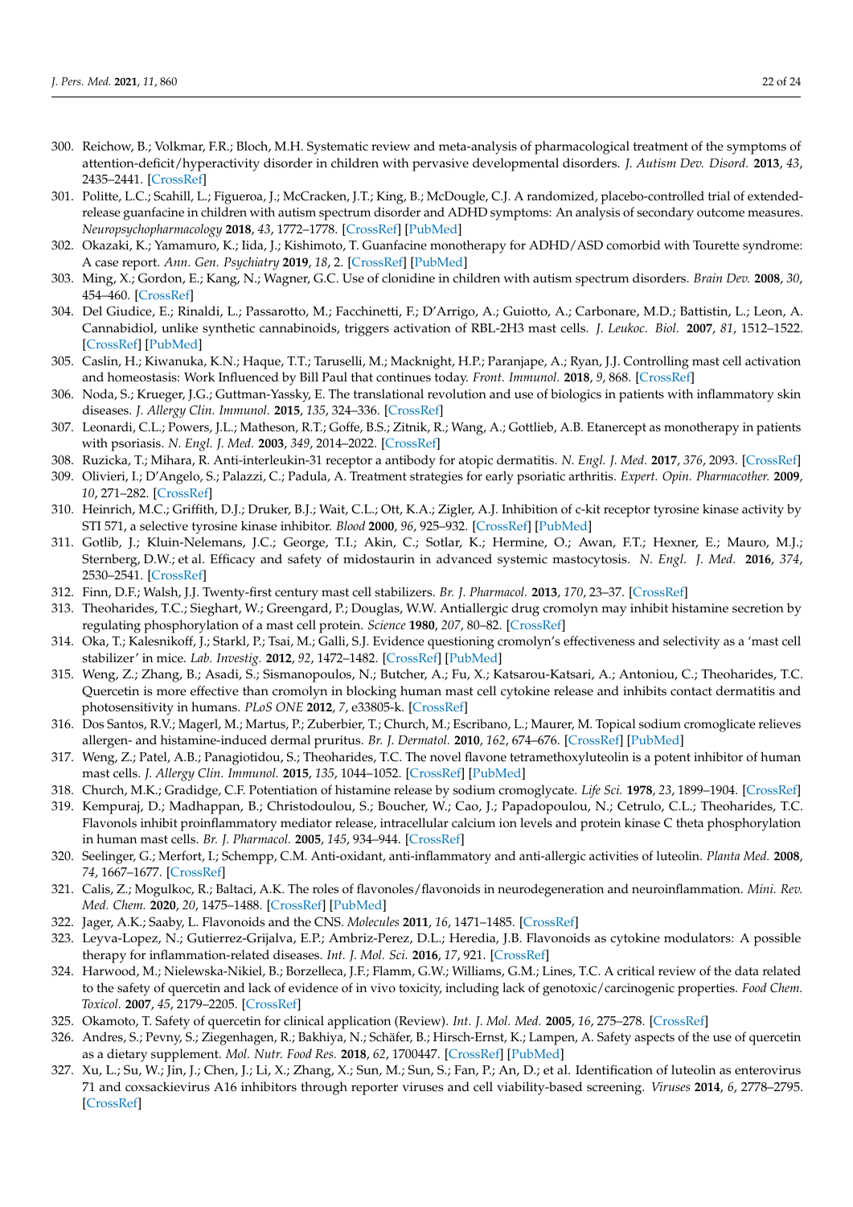300. Reichow, B.; Volkmar, F.R.; Bloch, M.H. Systematic review and meta-analysis of pharmacological treatment of the symptoms of attention-deficit/hyperactivity disorder in children with pervasive developmental disorders. *J. Autism Dev. Disord.* **2013**, *43*, 2435–2441. [CrossRef]
301. Politte, L.C.; Scahill, L.; Figueroa, J.; McCracken, J.T.; King, B.; McDougle, C.J. A randomized, placebo-controlled trial of extended-release guanfacine in children with autism spectrum disorder and ADHD symptoms: An analysis of secondary outcome measures. *Neuropsychopharmacology* **2018**, *43*, 1772–1778. [CrossRef] [PubMed]
302. Okazaki, K.; Yamamuro, K.; Iida, J.; Kishimoto, T. Guanfacine monotherapy for ADHD/ASD comorbid with Tourette syndrome: A case report. *Ann. Gen. Psychiatry* **2019**, *18*, 2. [CrossRef] [PubMed]
303. Ming, X.; Gordon, E.; Kang, N.; Wagner, G.C. Use of clonidine in children with autism spectrum disorders. *Brain Dev.* **2008**, *30*, 454–460. [CrossRef]
304. Del Giudice, E.; Rinaldi, L.; Passarotto, M.; Facchinetti, F.; D'Arrigo, A.; Guiotto, A.; Carbonare, M.D.; Battistin, L.; Leon, A. Cannabidiol, unlike synthetic cannabinoids, triggers activation of RBL-2H3 mast cells. *J. Leukoc. Biol.* **2007**, *81*, 1512–1522. [CrossRef] [PubMed]
305. Caslin, H.; Kiwanuka, K.N.; Haque, T.T.; Taruselli, M.; Macknight, H.P.; Paranjape, A.; Ryan, J.J. Controlling mast cell activation and homeostasis: Work Influenced by Bill Paul that continues today. *Front. Immunol.* **2018**, *9*, 868. [CrossRef]
306. Noda, S.; Krueger, J.G.; Guttman-Yassky, E. The translational revolution and use of biologics in patients with inflammatory skin diseases. *J. Allergy Clin. Immunol.* **2015**, *135*, 324–336. [CrossRef]
307. Leonardi, C.L.; Powers, J.L.; Matheson, R.T.; Goffe, B.S.; Zitnik, R.; Wang, A.; Gottlieb, A.B. Etanercept as monotherapy in patients with psoriasis. *N. Engl. J. Med.* **2003**, *349*, 2014–2022. [CrossRef]
308. Ruzicka, T.; Mihara, R. Anti-interleukin-31 receptor a antibody for atopic dermatitis. *N. Engl. J. Med.* **2017**, *376*, 2093. [CrossRef]
309. Olivieri, I.; D'Angelo, S.; Palazzi, C.; Padula, A. Treatment strategies for early psoriatic arthritis. *Expert. Opin. Pharmacother.* **2009**, *10*, 271–282. [CrossRef]
310. Heinrich, M.C.; Griffith, D.J.; Druker, B.J.; Wait, C.L.; Ott, K.A.; Zigler, A.J. Inhibition of c-kit receptor tyrosine kinase activity by STI 571, a selective tyrosine kinase inhibitor. *Blood* **2000**, *96*, 925–932. [CrossRef] [PubMed]
311. Gotlib, J.; Kluin-Nelemans, J.C.; George, T.I.; Akin, C.; Sotlar, K.; Hermine, O.; Awan, F.T.; Hexner, E.; Mauro, M.J.; Sternberg, D.W.; et al. Efficacy and safety of midostaurin in advanced systemic mastocytosis. *N. Engl. J. Med.* **2016**, *374*, 2530–2541. [CrossRef]
312. Finn, D.F.; Walsh, J.J. Twenty-first century mast cell stabilizers. *Br. J. Pharmacol.* **2013**, *170*, 23–37. [CrossRef]
313. Theoharides, T.C.; Sieghart, W.; Greengard, P.; Douglas, W.W. Antiallergic drug cromolyn may inhibit histamine secretion by regulating phosphorylation of a mast cell protein. *Science* **1980**, *207*, 80–82. [CrossRef]
314. Oka, T.; Kalesnikoff, J.; Starkl, P.; Tsai, M.; Galli, S.J. Evidence questioning cromolyn's effectiveness and selectivity as a 'mast cell stabilizer' in mice. *Lab. Investig.* **2012**, *92*, 1472–1482. [CrossRef] [PubMed]
315. Weng, Z.; Zhang, B.; Asadi, S.; Sismanopoulos, N.; Butcher, A.; Fu, X.; Katsarou-Katsari, A.; Antoniou, C.; Theoharides, T.C. Quercetin is more effective than cromolyn in blocking human mast cell cytokine release and inhibits contact dermatitis and photosensitivity in humans. *PLoS ONE* **2012**, *7*, e33805-k. [CrossRef]
316. Dos Santos, R.V.; Magerl, M.; Martus, P.; Zuberbier, T.; Church, M.; Escribano, L.; Maurer, M. Topical sodium cromoglicate relieves allergen- and histamine-induced dermal pruritus. *Br. J. Dermatol.* **2010**, *162*, 674–676. [CrossRef] [PubMed]
317. Weng, Z.; Patel, A.B.; Panagiotidou, S.; Theoharides, T.C. The novel flavone tetramethoxyluteolin is a potent inhibitor of human mast cells. *J. Allergy Clin. Immunol.* **2015**, *135*, 1044–1052. [CrossRef] [PubMed]
318. Church, M.K.; Gradidge, C.F. Potentiation of histamine release by sodium cromoglycate. *Life Sci.* **1978**, *23*, 1899–1904. [CrossRef]
319. Kempuraj, D.; Madhappan, B.; Christodoulou, S.; Boucher, W.; Cao, J.; Papadopoulou, N.; Cetrulo, C.L.; Theoharides, T.C. Flavonols inhibit proinflammatory mediator release, intracellular calcium ion levels and protein kinase C theta phosphorylation in human mast cells. *Br. J. Pharmacol.* **2005**, *145*, 934–944. [CrossRef]
320. Seelinger, G.; Merfort, I.; Schempp, C.M. Anti-oxidant, anti-inflammatory and anti-allergic activities of luteolin. *Planta Med.* **2008**, *74*, 1667–1677. [CrossRef]
321. Calis, Z.; Mogulkoc, R.; Baltaci, A.K. The roles of flavonoles/flavonoids in neurodegeneration and neuroinflammation. *Mini. Rev. Med. Chem.* **2020**, *20*, 1475–1488. [CrossRef] [PubMed]
322. Jager, A.K.; Saaby, L. Flavonoids and the CNS. *Molecules* **2011**, *16*, 1471–1485. [CrossRef]
323. Leyva-Lopez, N.; Gutierrez-Grijalva, E.P.; Ambriz-Perez, D.L.; Heredia, J.B. Flavonoids as cytokine modulators: A possible therapy for inflammation-related diseases. *Int. J. Mol. Sci.* **2016**, *17*, 921. [CrossRef]
324. Harwood, M.; Nielewska-Nikiel, B.; Borzelleca, J.F.; Flamm, G.W.; Williams, G.M.; Lines, T.C. A critical review of the data related to the safety of quercetin and lack of evidence of in vivo toxicity, including lack of genotoxic/carcinogenic properties. *Food Chem. Toxicol.* **2007**, *45*, 2179–2205. [CrossRef]
325. Okamoto, T. Safety of quercetin for clinical application (Review). *Int. J. Mol. Med.* **2005**, *16*, 275–278. [CrossRef]
326. Andres, S.; Pevny, S.; Ziegenhagen, R.; Bakhiya, N.; Schäfer, B.; Hirsch-Ernst, K.; Lampen, A. Safety aspects of the use of quercetin as a dietary supplement. *Mol. Nutr. Food Res.* **2018**, *62*, 1700447. [CrossRef] [PubMed]
327. Xu, L.; Su, W.; Jin, J.; Chen, J.; Li, X.; Zhang, X.; Sun, M.; Sun, S.; Fan, P.; An, D.; et al. Identification of luteolin as enterovirus 71 and coxsackievirus A16 inhibitors through reporter viruses and cell viability-based screening. *Viruses* **2014**, *6*, 2778–2795. [CrossRef]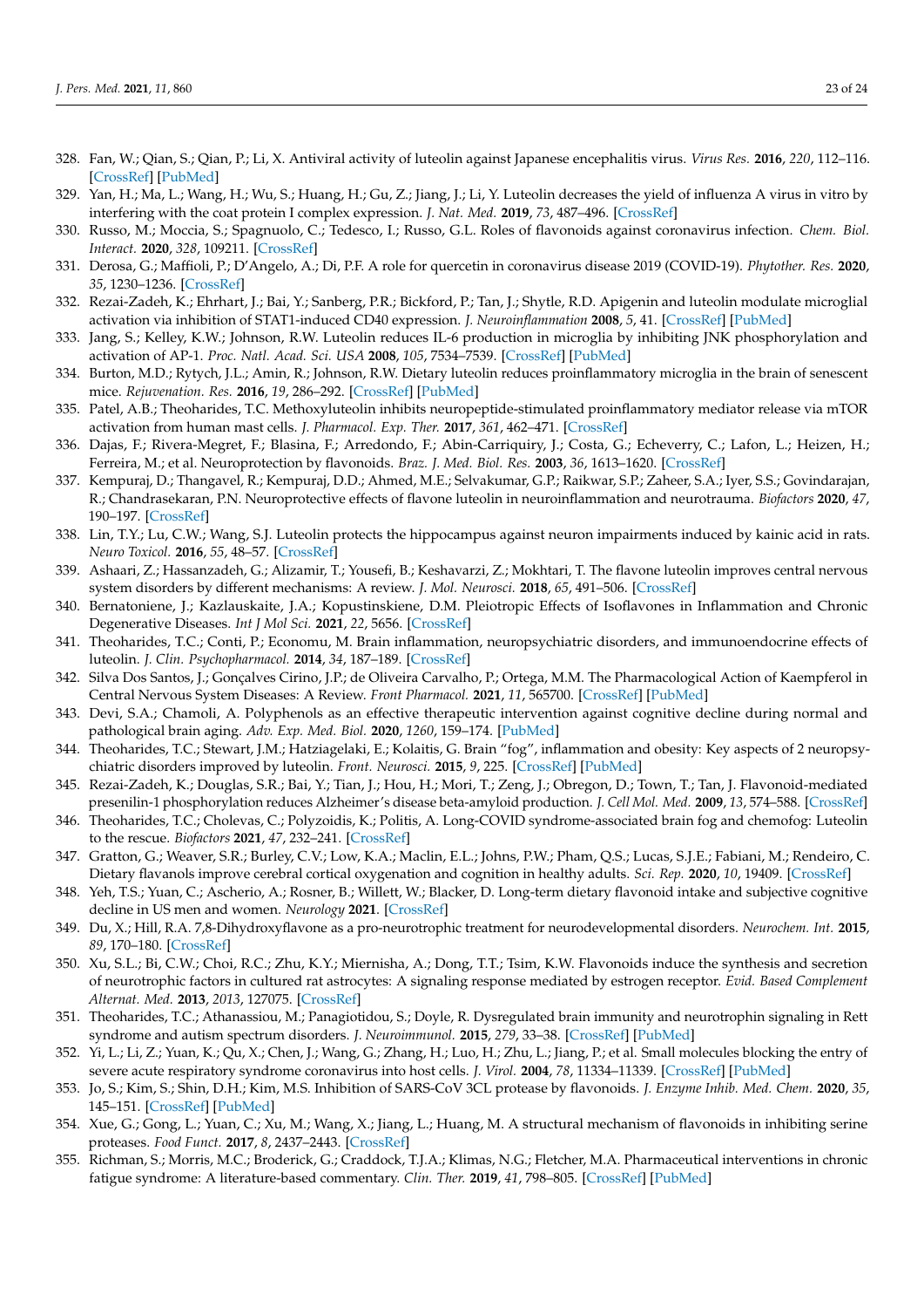328. Fan, W.; Qian, S.; Qian, P.; Li, X. Antiviral activity of luteolin against Japanese encephalitis virus. *Virus Res.* **2016**, *220*, 112–116. [CrossRef] [PubMed]
329. Yan, H.; Ma, L.; Wang, H.; Wu, S.; Huang, H.; Gu, Z.; Jiang, J.; Li, Y. Luteolin decreases the yield of influenza A virus in vitro by interfering with the coat protein I complex expression. *J. Nat. Med.* **2019**, *73*, 487–496. [CrossRef]
330. Russo, M.; Moccia, S.; Spagnuolo, C.; Tedesco, I.; Russo, G.L. Roles of flavonoids against coronavirus infection. *Chem. Biol. Interact.* **2020**, *328*, 109211. [CrossRef]
331. Derosa, G.; Maffioli, P.; D'Angelo, A.; Di, P.F. A role for quercetin in coronavirus disease 2019 (COVID-19). *Phytother. Res.* **2020**, *35*, 1230–1236. [CrossRef]
332. Rezai-Zadeh, K.; Ehrhart, J.; Bai, Y.; Sanberg, P.R.; Bickford, P.; Tan, J.; Shytle, R.D. Apigenin and luteolin modulate microglial activation via inhibition of STAT1-induced CD40 expression. *J. Neuroinflammation* **2008**, *5*, 41. [CrossRef] [PubMed]
333. Jang, S.; Kelley, K.W.; Johnson, R.W. Luteolin reduces IL-6 production in microglia by inhibiting JNK phosphorylation and activation of AP-1. *Proc. Natl. Acad. Sci. USA* **2008**, *105*, 7534–7539. [CrossRef] [PubMed]
334. Burton, M.D.; Rytych, J.L.; Amin, R.; Johnson, R.W. Dietary luteolin reduces proinflammatory microglia in the brain of senescent mice. *Rejuvenation. Res.* **2016**, *19*, 286–292. [CrossRef] [PubMed]
335. Patel, A.B.; Theoharides, T.C. Methoxyluteolin inhibits neuropeptide-stimulated proinflammatory mediator release via mTOR activation from human mast cells. *J. Pharmacol. Exp. Ther.* **2017**, *361*, 462–471. [CrossRef]
336. Dajas, F.; Rivera-Megret, F.; Blasina, F.; Arredondo, F.; Abin-Carriquiry, J.; Costa, G.; Echeverry, C.; Lafon, L.; Heizen, H.; Ferreira, M.; et al. Neuroprotection by flavonoids. *Braz. J. Med. Biol. Res.* **2003**, *36*, 1613–1620. [CrossRef]
337. Kempuraj, D.; Thangavel, R.; Kempuraj, D.D.; Ahmed, M.E.; Selvakumar, G.P.; Raikwar, S.P.; Zaheer, S.A.; Iyer, S.S.; Govindarajan, R.; Chandrasekaran, P.N. Neuroprotective effects of flavone luteolin in neuroinflammation and neurotrauma. *Biofactors* **2020**, *47*, 190–197. [CrossRef]
338. Lin, T.Y.; Lu, C.W.; Wang, S.J. Luteolin protects the hippocampus against neuron impairments induced by kainic acid in rats. *Neuro Toxicol.* **2016**, *55*, 48–57. [CrossRef]
339. Ashaari, Z.; Hassanzadeh, G.; Alizamir, T.; Yousefi, B.; Keshavarzi, Z.; Mokhtari, T. The flavone luteolin improves central nervous system disorders by different mechanisms: A review. *J. Mol. Neurosci.* **2018**, *65*, 491–506. [CrossRef]
340. Bernatoniene, J.; Kazlauskaite, J.A.; Kopustinskiene, D.M. Pleiotropic Effects of Isoflavones in Inflammation and Chronic Degenerative Diseases. *Int J Mol Sci.* **2021**, *22*, 5656. [CrossRef]
341. Theoharides, T.C.; Conti, P.; Economu, M. Brain inflammation, neuropsychiatric disorders, and immunoendocrine effects of luteolin. *J. Clin. Psychopharmacol.* **2014**, *34*, 187–189. [CrossRef]
342. Silva Dos Santos, J.; Gonçalves Cirino, J.P.; de Oliveira Carvalho, P.; Ortega, M.M. The Pharmacological Action of Kaempferol in Central Nervous System Diseases: A Review. *Front Pharmacol.* **2021**, *11*, 565700. [CrossRef] [PubMed]
343. Devi, S.A.; Chamoli, A. Polyphenols as an effective therapeutic intervention against cognitive decline during normal and pathological brain aging. *Adv. Exp. Med. Biol.* **2020**, *1260*, 159–174. [PubMed]
344. Theoharides, T.C.; Stewart, J.M.; Hatziagelaki, E.; Kolaitis, G. Brain "fog", inflammation and obesity: Key aspects of 2 neuropsychiatric disorders improved by luteolin. *Front. Neurosci.* **2015**, *9*, 225. [CrossRef] [PubMed]
345. Rezai-Zadeh, K.; Douglas, S.R.; Bai, Y.; Tian, J.; Hou, H.; Mori, T.; Zeng, J.; Obregon, D.; Town, T.; Tan, J. Flavonoid-mediated presenilin-1 phosphorylation reduces Alzheimer's disease beta-amyloid production. *J. Cell Mol. Med.* **2009**, *13*, 574–588. [CrossRef]
346. Theoharides, T.C.; Cholevas, C.; Polyzoidis, K.; Politis, A. Long-COVID syndrome-associated brain fog and chemofog: Luteolin to the rescue. *Biofactors* **2021**, *47*, 232–241. [CrossRef]
347. Gratton, G.; Weaver, S.R.; Burley, C.V.; Low, K.A.; Maclin, E.L.; Johns, P.W.; Pham, Q.S.; Lucas, S.J.E.; Fabiani, M.; Rendeiro, C. Dietary flavanols improve cerebral cortical oxygenation and cognition in healthy adults. *Sci. Rep.* **2020**, *10*, 19409. [CrossRef]
348. Yeh, T.S.; Yuan, C.; Ascherio, A.; Rosner, B.; Willett, W.; Blacker, D. Long-term dietary flavonoid intake and subjective cognitive decline in US men and women. *Neurology* **2021**. [CrossRef]
349. Du, X.; Hill, R.A. 7,8-Dihydroxyflavone as a pro-neurotrophic treatment for neurodevelopmental disorders. *Neurochem. Int.* **2015**, *89*, 170–180. [CrossRef]
350. Xu, S.L.; Bi, C.W.; Choi, R.C.; Zhu, K.Y.; Miernisha, A.; Dong, T.T.; Tsim, K.W. Flavonoids induce the synthesis and secretion of neurotrophic factors in cultured rat astrocytes: A signaling response mediated by estrogen receptor. *Evid. Based Complement Alternat. Med.* **2013**, *2013*, 127075. [CrossRef]
351. Theoharides, T.C.; Athanassiou, M.; Panagiotidou, S.; Doyle, R. Dysregulated brain immunity and neurotrophin signaling in Rett syndrome and autism spectrum disorders. *J. Neuroimmunol.* **2015**, *279*, 33–38. [CrossRef] [PubMed]
352. Yi, L.; Li, Z.; Yuan, K.; Qu, X.; Chen, J.; Wang, G.; Zhang, H.; Luo, H.; Zhu, L.; Jiang, P.; et al. Small molecules blocking the entry of severe acute respiratory syndrome coronavirus into host cells. *J. Virol.* **2004**, *78*, 11334–11339. [CrossRef] [PubMed]
353. Jo, S.; Kim, S.; Shin, D.H.; Kim, M.S. Inhibition of SARS-CoV 3CL protease by flavonoids. *J. Enzyme Inhib. Med. Chem.* **2020**, *35*, 145–151. [CrossRef] [PubMed]
354. Xue, G.; Gong, L.; Yuan, C.; Xu, M.; Wang, X.; Jiang, L.; Huang, M. A structural mechanism of flavonoids in inhibiting serine proteases. *Food Funct.* **2017**, *8*, 2437–2443. [CrossRef]
355. Richman, S.; Morris, M.C.; Broderick, G.; Craddock, T.J.A.; Klimas, N.G.; Fletcher, M.A. Pharmaceutical interventions in chronic fatigue syndrome: A literature-based commentary. *Clin. Ther.* **2019**, *41*, 798–805. [CrossRef] [PubMed]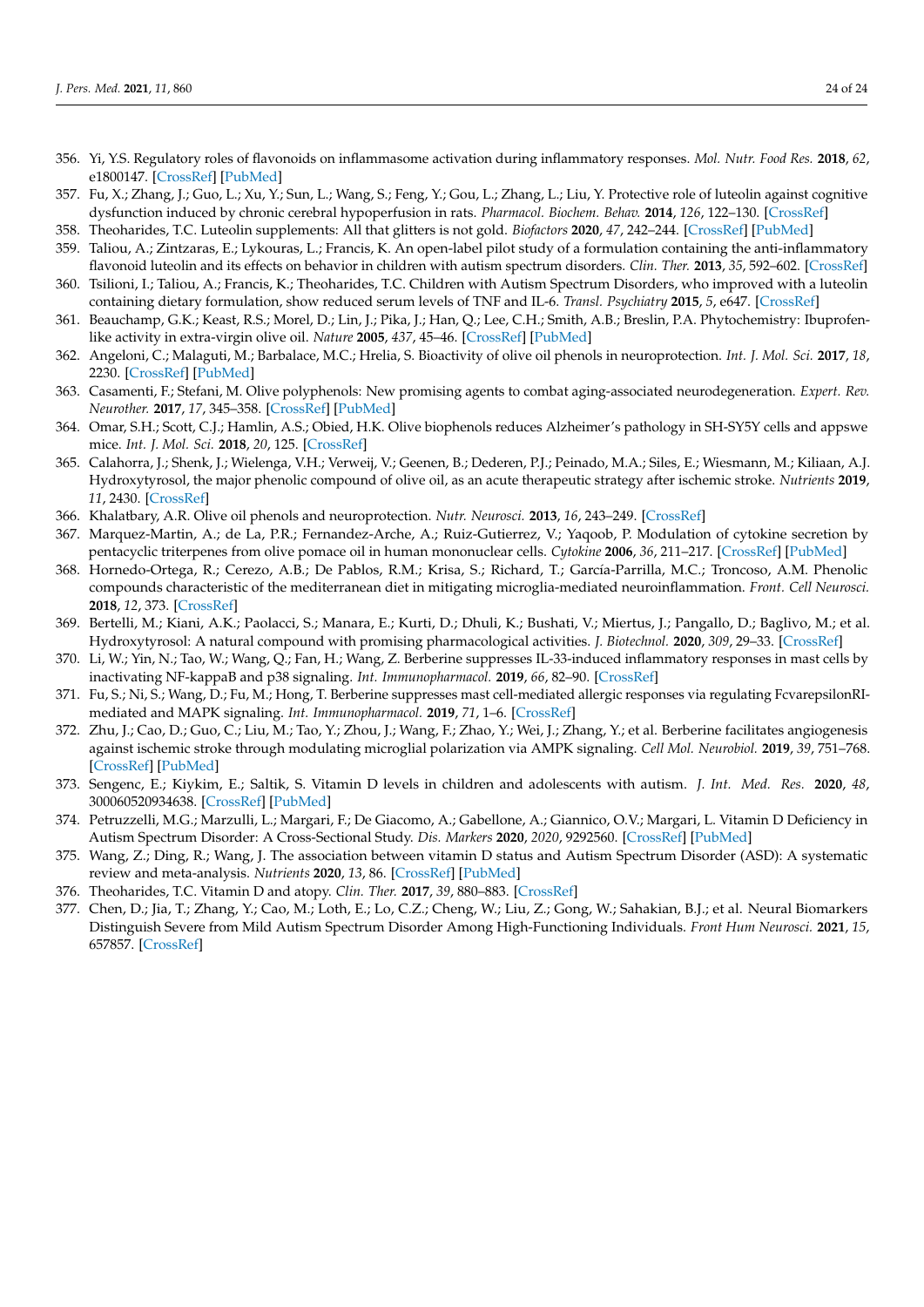356. Yi, Y.S. Regulatory roles of flavonoids on inflammasome activation during inflammatory responses. *Mol. Nutr. Food Res.* **2018**, *62*, e1800147. [CrossRef] [PubMed]
357. Fu, X.; Zhang, J.; Guo, L.; Xu, Y.; Sun, L.; Wang, S.; Feng, Y.; Gou, L.; Zhang, L.; Liu, Y. Protective role of luteolin against cognitive dysfunction induced by chronic cerebral hypoperfusion in rats. *Pharmacol. Biochem. Behav.* **2014**, *126*, 122–130. [CrossRef]
358. Theoharides, T.C. Luteolin supplements: All that glitters is not gold. *Biofactors* **2020**, *47*, 242–244. [CrossRef] [PubMed]
359. Taliou, A.; Zintzaras, E.; Lykouras, L.; Francis, K. An open-label pilot study of a formulation containing the anti-inflammatory flavonoid luteolin and its effects on behavior in children with autism spectrum disorders. *Clin. Ther.* **2013**, *35*, 592–602. [CrossRef]
360. Tsilioni, I.; Taliou, A.; Francis, K.; Theoharides, T.C. Children with Autism Spectrum Disorders, who improved with a luteolin containing dietary formulation, show reduced serum levels of TNF and IL-6. *Transl. Psychiatry* **2015**, *5*, e647. [CrossRef]
361. Beauchamp, G.K.; Keast, R.S.; Morel, D.; Lin, J.; Pika, J.; Han, Q.; Lee, C.H.; Smith, A.B.; Breslin, P.A. Phytochemistry: Ibuprofen-like activity in extra-virgin olive oil. *Nature* **2005**, *437*, 45–46. [CrossRef] [PubMed]
362. Angeloni, C.; Malaguti, M.; Barbalace, M.C.; Hrelia, S. Bioactivity of olive oil phenols in neuroprotection. *Int. J. Mol. Sci.* **2017**, *18*, 2230. [CrossRef] [PubMed]
363. Casamenti, F.; Stefani, M. Olive polyphenols: New promising agents to combat aging-associated neurodegeneration. *Expert. Rev. Neurother.* **2017**, *17*, 345–358. [CrossRef] [PubMed]
364. Omar, S.H.; Scott, C.J.; Hamlin, A.S.; Obied, H.K. Olive biophenols reduces Alzheimer's pathology in SH-SY5Y cells and appswe mice. *Int. J. Mol. Sci.* **2018**, *20*, 125. [CrossRef]
365. Calahorra, J.; Shenk, J.; Wielenga, V.H.; Verweij, V.; Geenen, B.; Dederen, P.J.; Peinado, M.A.; Siles, E.; Wiesmann, M.; Kiliaan, A.J. Hydroxytyrosol, the major phenolic compound of olive oil, as an acute therapeutic strategy after ischemic stroke. *Nutrients* **2019**, *11*, 2430. [CrossRef]
366. Khalatbary, A.R. Olive oil phenols and neuroprotection. *Nutr. Neurosci.* **2013**, *16*, 243–249. [CrossRef]
367. Marquez-Martin, A.; de La, P.R.; Fernandez-Arche, A.; Ruiz-Gutierrez, V.; Yaqoob, P. Modulation of cytokine secretion by pentacyclic triterpenes from olive pomace oil in human mononuclear cells. *Cytokine* **2006**, *36*, 211–217. [CrossRef] [PubMed]
368. Hornedo-Ortega, R.; Cerezo, A.B.; De Pablos, R.M.; Krisa, S.; Richard, T.; García-Parrilla, M.C.; Troncoso, A.M. Phenolic compounds characteristic of the mediterranean diet in mitigating microglia-mediated neuroinflammation. *Front. Cell Neurosci.* **2018**, *12*, 373. [CrossRef]
369. Bertelli, M.; Kiani, A.K.; Paolacci, S.; Manara, E.; Kurti, D.; Dhuli, K.; Bushati, V.; Miertus, J.; Pangallo, D.; Baglivo, M.; et al. Hydroxytyrosol: A natural compound with promising pharmacological activities. *J. Biotechnol.* **2020**, *309*, 29–33. [CrossRef]
370. Li, W.; Yin, N.; Tao, W.; Wang, Q.; Fan, H.; Wang, Z. Berberine suppresses IL-33-induced inflammatory responses in mast cells by inactivating NF-kappaB and p38 signaling. *Int. Immunopharmacol.* **2019**, *66*, 82–90. [CrossRef]
371. Fu, S.; Ni, S.; Wang, D.; Fu, M.; Hong, T. Berberine suppresses mast cell-mediated allergic responses via regulating FcvarepsilonRI-mediated and MAPK signaling. *Int. Immunopharmacol.* **2019**, *71*, 1–6. [CrossRef]
372. Zhu, J.; Cao, D.; Guo, C.; Liu, M.; Tao, Y.; Zhou, J.; Wang, F.; Zhao, Y.; Wei, J.; Zhang, Y.; et al. Berberine facilitates angiogenesis against ischemic stroke through modulating microglial polarization via AMPK signaling. *Cell Mol. Neurobiol.* **2019**, *39*, 751–768. [CrossRef] [PubMed]
373. Sengenc, E.; Kiykim, E.; Saltik, S. Vitamin D levels in children and adolescents with autism. *J. Int. Med. Res.* **2020**, *48*, 300060520934638. [CrossRef] [PubMed]
374. Petruzzelli, M.G.; Marzulli, L.; Margari, F.; De Giacomo, A.; Gabellone, A.; Giannico, O.V.; Margari, L. Vitamin D Deficiency in Autism Spectrum Disorder: A Cross-Sectional Study. *Dis. Markers* **2020**, *2020*, 9292560. [CrossRef] [PubMed]
375. Wang, Z.; Ding, R.; Wang, J. The association between vitamin D status and Autism Spectrum Disorder (ASD): A systematic review and meta-analysis. *Nutrients* **2020**, *13*, 86. [CrossRef] [PubMed]
376. Theoharides, T.C. Vitamin D and atopy. *Clin. Ther.* **2017**, *39*, 880–883. [CrossRef]
377. Chen, D.; Jia, T.; Zhang, Y.; Cao, M.; Loth, E.; Lo, C.Z.; Cheng, W.; Liu, Z.; Gong, W.; Sahakian, B.J.; et al. Neural Biomarkers Distinguish Severe from Mild Autism Spectrum Disorder Among High-Functioning Individuals. *Front Hum Neurosci.* **2021**, *15*, 657857. [CrossRef]